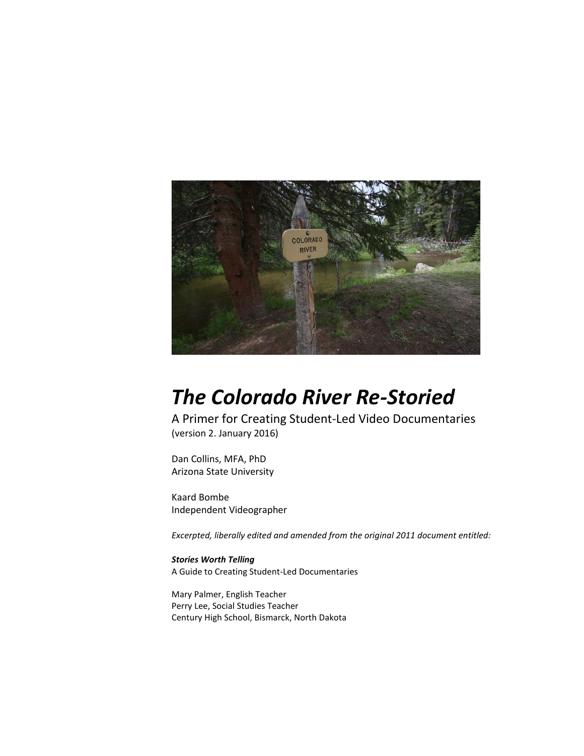# *The Colorado River Re-Storied*

A Primer for Creating Student-Led Video Documentaries
(version 2. January 2016)

Dan Collins, MFA, PhD
Arizona State University

Kaard Bombe
Independent Videographer

*Excerpted, liberally edited and amended from the original 2011 document entitled:*

***Stories Worth Telling***
A Guide to Creating Student-Led Documentaries

Mary Palmer, English Teacher
Perry Lee, Social Studies Teacher
Century High School, Bismarck, North Dakota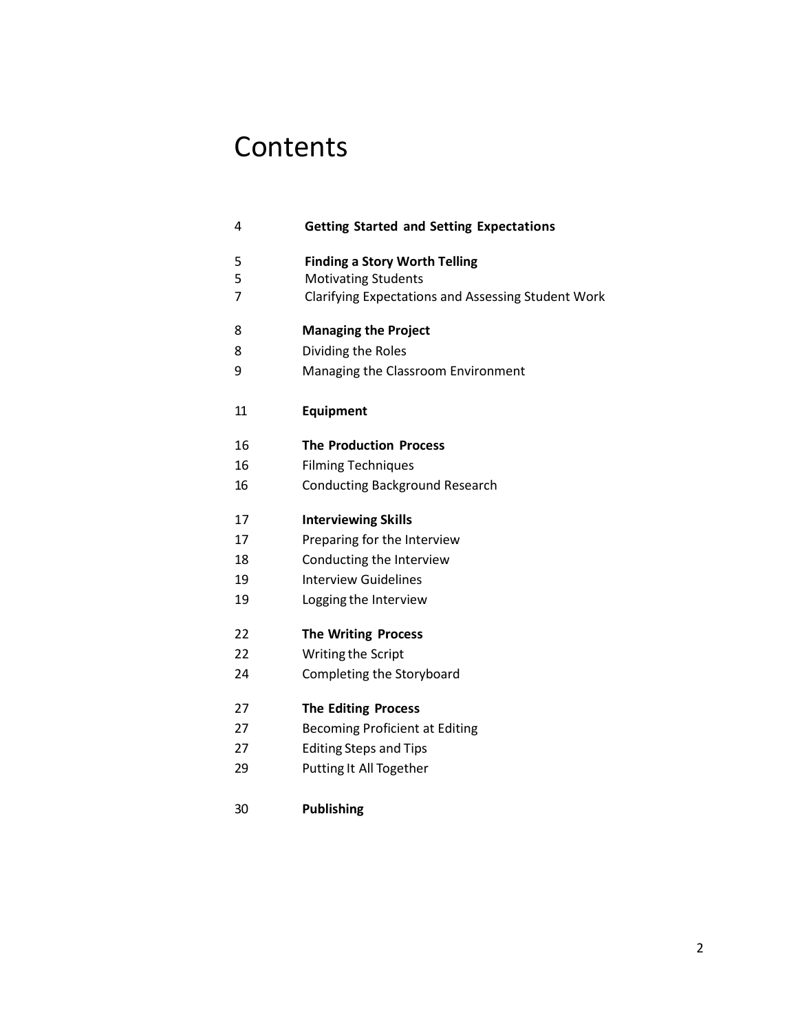# Contents

| | |
|---|---|
| 4 | **Getting Started and Setting Expectations** |
| 5 | **Finding a Story Worth Telling** |
| 5 | Motivating Students |
| 7 | Clarifying Expectations and Assessing Student Work |
| 8 | **Managing the Project** |
| 8 | Dividing the Roles |
| 9 | Managing the Classroom Environment |
| 11 | **Equipment** |
| 16 | **The Production Process** |
| 16 | Filming Techniques |
| 16 | Conducting Background Research |
| 17 | **Interviewing Skills** |
| 17 | Preparing for the Interview |
| 18 | Conducting the Interview |
| 19 | Interview Guidelines |
| 19 | Logging the Interview |
| 22 | **The Writing Process** |
| 22 | Writing the Script |
| 24 | Completing the Storyboard |
| 27 | **The Editing Process** |
| 27 | Becoming Proficient at Editing |
| 27 | Editing Steps and Tips |
| 29 | Putting It All Together |
| 30 | **Publishing** |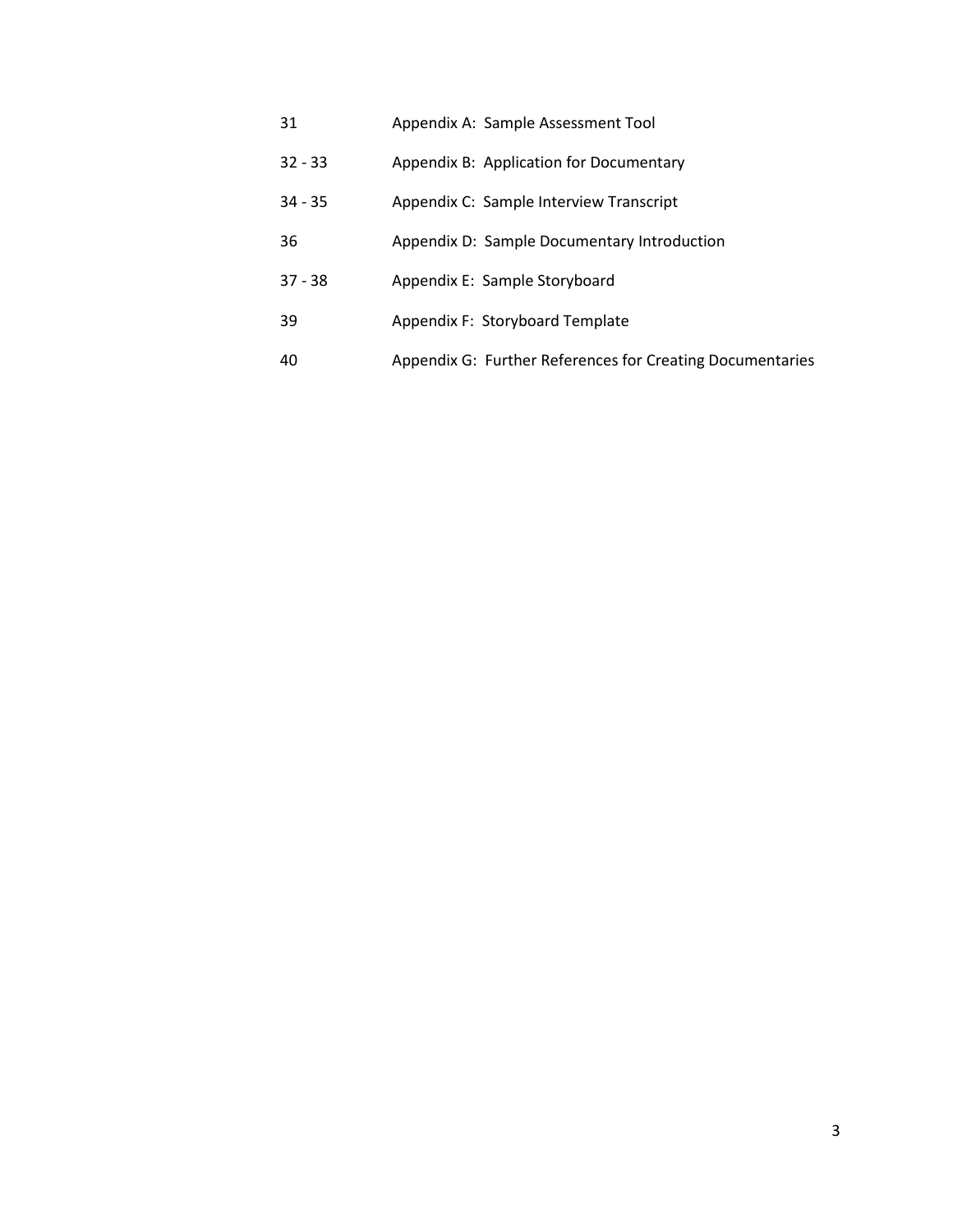| | |
|---|---|
| 31 | Appendix A: Sample Assessment Tool |
| 32 - 33 | Appendix B: Application for Documentary |
| 34 - 35 | Appendix C: Sample Interview Transcript |
| 36 | Appendix D: Sample Documentary Introduction |
| 37 - 38 | Appendix E: Sample Storyboard |
| 39 | Appendix F: Storyboard Template |
| 40 | Appendix G: Further References for Creating Documentaries |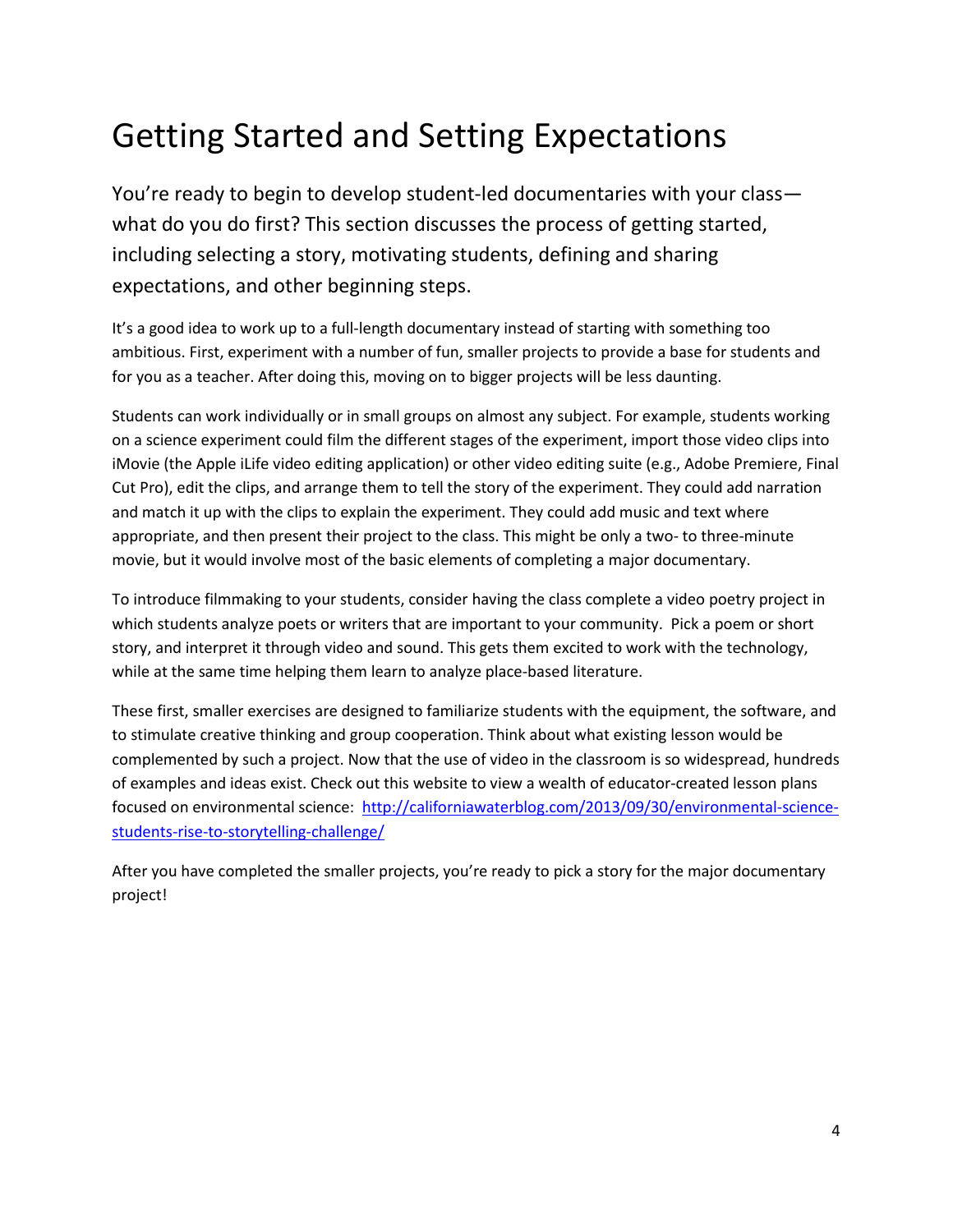# Getting Started and Setting Expectations

You're ready to begin to develop student-led documentaries with your class—what do you do first? This section discusses the process of getting started, including selecting a story, motivating students, defining and sharing expectations, and other beginning steps.

It's a good idea to work up to a full-length documentary instead of starting with something too ambitious. First, experiment with a number of fun, smaller projects to provide a base for students and for you as a teacher. After doing this, moving on to bigger projects will be less daunting.

Students can work individually or in small groups on almost any subject. For example, students working on a science experiment could film the different stages of the experiment, import those video clips into iMovie (the Apple iLife video editing application) or other video editing suite (e.g., Adobe Premiere, Final Cut Pro), edit the clips, and arrange them to tell the story of the experiment. They could add narration and match it up with the clips to explain the experiment. They could add music and text where appropriate, and then present their project to the class. This might be only a two- to three-minute movie, but it would involve most of the basic elements of completing a major documentary.

To introduce filmmaking to your students, consider having the class complete a video poetry project in which students analyze poets or writers that are important to your community. Pick a poem or short story, and interpret it through video and sound. This gets them excited to work with the technology, while at the same time helping them learn to analyze place-based literature.

These first, smaller exercises are designed to familiarize students with the equipment, the software, and to stimulate creative thinking and group cooperation. Think about what existing lesson would be complemented by such a project. Now that the use of video in the classroom is so widespread, hundreds of examples and ideas exist. Check out this website to view a wealth of educator-created lesson plans focused on environmental science: [http://californiawaterblog.com/2013/09/30/environmental-science-students-rise-to-storytelling-challenge/](http://californiawaterblog.com/2013/09/30/environmental-science-students-rise-to-storytelling-challenge/)

After you have completed the smaller projects, you're ready to pick a story for the major documentary project!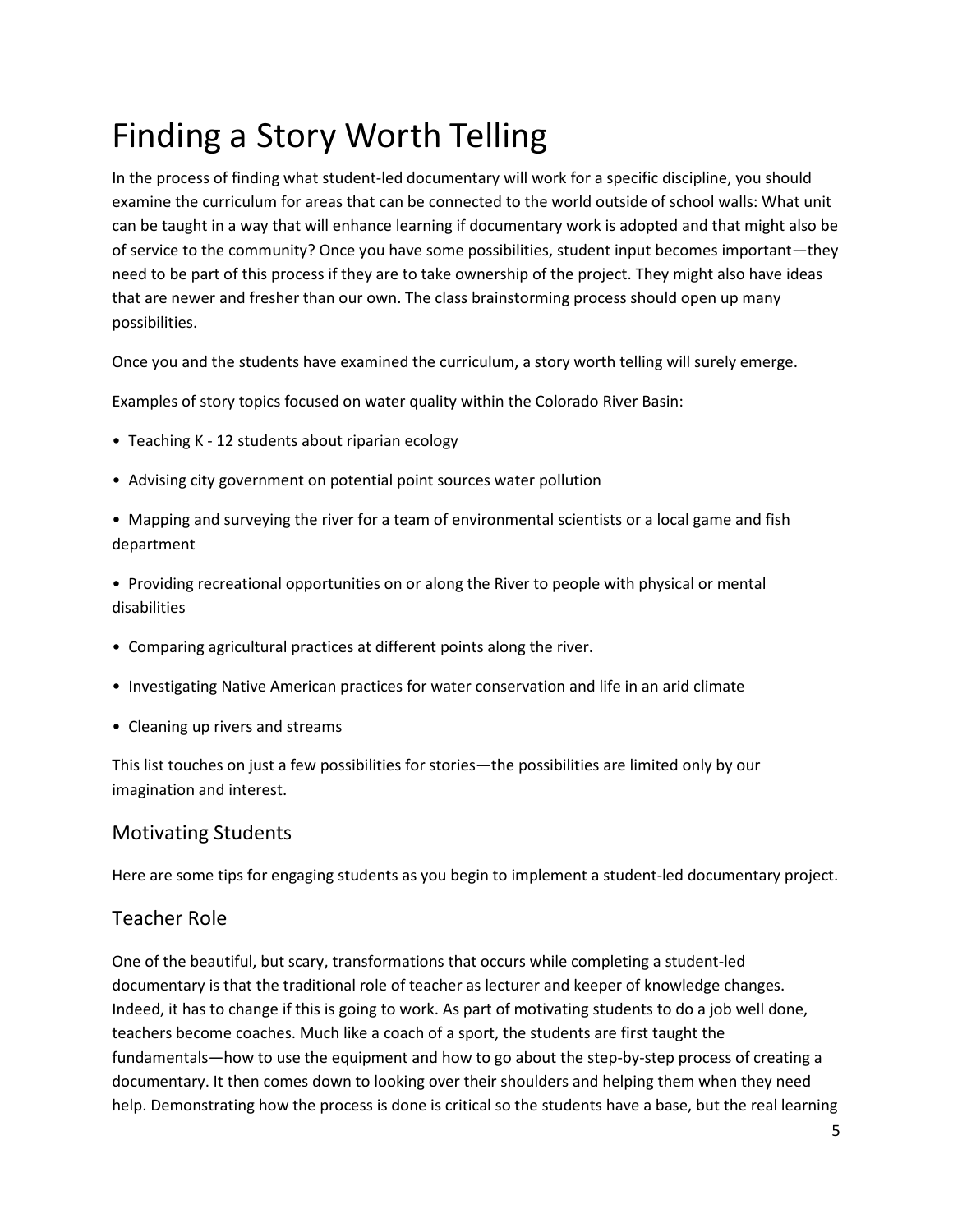# Finding a Story Worth Telling

In the process of finding what student-led documentary will work for a specific discipline, you should examine the curriculum for areas that can be connected to the world outside of school walls: What unit can be taught in a way that will enhance learning if documentary work is adopted and that might also be of service to the community? Once you have some possibilities, student input becomes important—they need to be part of this process if they are to take ownership of the project. They might also have ideas that are newer and fresher than our own. The class brainstorming process should open up many possibilities.

Once you and the students have examined the curriculum, a story worth telling will surely emerge.

Examples of story topics focused on water quality within the Colorado River Basin:

- Teaching K - 12 students about riparian ecology
- Advising city government on potential point sources water pollution
- Mapping and surveying the river for a team of environmental scientists or a local game and fish department
- Providing recreational opportunities on or along the River to people with physical or mental disabilities
- Comparing agricultural practices at different points along the river.
- Investigating Native American practices for water conservation and life in an arid climate
- Cleaning up rivers and streams

This list touches on just a few possibilities for stories—the possibilities are limited only by our imagination and interest.

## Motivating Students

Here are some tips for engaging students as you begin to implement a student-led documentary project.

## Teacher Role

One of the beautiful, but scary, transformations that occurs while completing a student-led documentary is that the traditional role of teacher as lecturer and keeper of knowledge changes. Indeed, it has to change if this is going to work. As part of motivating students to do a job well done, teachers become coaches. Much like a coach of a sport, the students are first taught the fundamentals—how to use the equipment and how to go about the step-by-step process of creating a documentary. It then comes down to looking over their shoulders and helping them when they need help. Demonstrating how the process is done is critical so the students have a base, but the real learning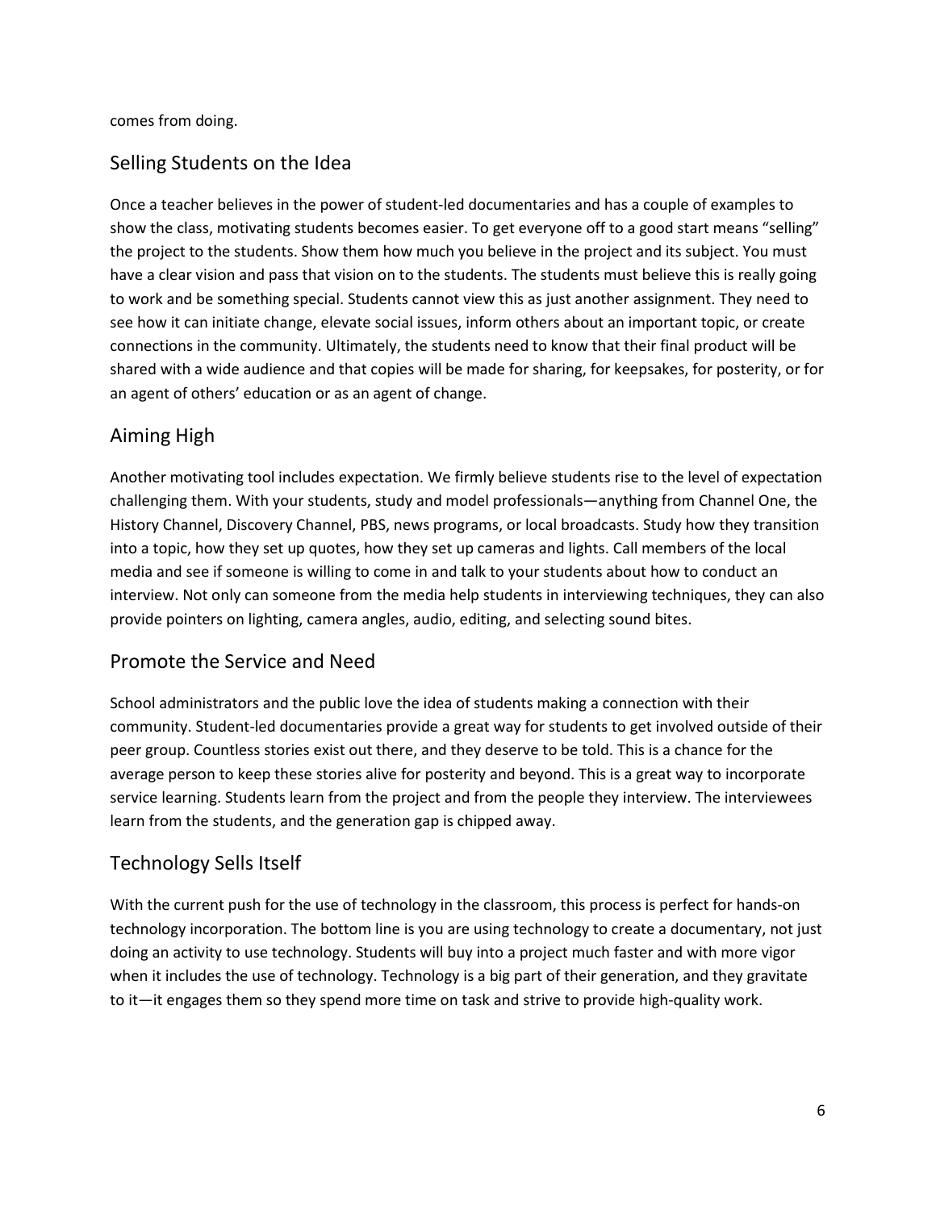comes from doing.

## Selling Students on the Idea

Once a teacher believes in the power of student-led documentaries and has a couple of examples to show the class, motivating students becomes easier. To get everyone off to a good start means "selling" the project to the students. Show them how much you believe in the project and its subject. You must have a clear vision and pass that vision on to the students. The students must believe this is really going to work and be something special. Students cannot view this as just another assignment. They need to see how it can initiate change, elevate social issues, inform others about an important topic, or create connections in the community. Ultimately, the students need to know that their final product will be shared with a wide audience and that copies will be made for sharing, for keepsakes, for posterity, or for an agent of others' education or as an agent of change.

## Aiming High

Another motivating tool includes expectation. We firmly believe students rise to the level of expectation challenging them. With your students, study and model professionals—anything from Channel One, the History Channel, Discovery Channel, PBS, news programs, or local broadcasts. Study how they transition into a topic, how they set up quotes, how they set up cameras and lights. Call members of the local media and see if someone is willing to come in and talk to your students about how to conduct an interview. Not only can someone from the media help students in interviewing techniques, they can also provide pointers on lighting, camera angles, audio, editing, and selecting sound bites.

## Promote the Service and Need

School administrators and the public love the idea of students making a connection with their community. Student-led documentaries provide a great way for students to get involved outside of their peer group. Countless stories exist out there, and they deserve to be told. This is a chance for the average person to keep these stories alive for posterity and beyond. This is a great way to incorporate service learning. Students learn from the project and from the people they interview. The interviewees learn from the students, and the generation gap is chipped away.

## Technology Sells Itself

With the current push for the use of technology in the classroom, this process is perfect for hands-on technology incorporation. The bottom line is you are using technology to create a documentary, not just doing an activity to use technology. Students will buy into a project much faster and with more vigor when it includes the use of technology. Technology is a big part of their generation, and they gravitate to it—it engages them so they spend more time on task and strive to provide high-quality work.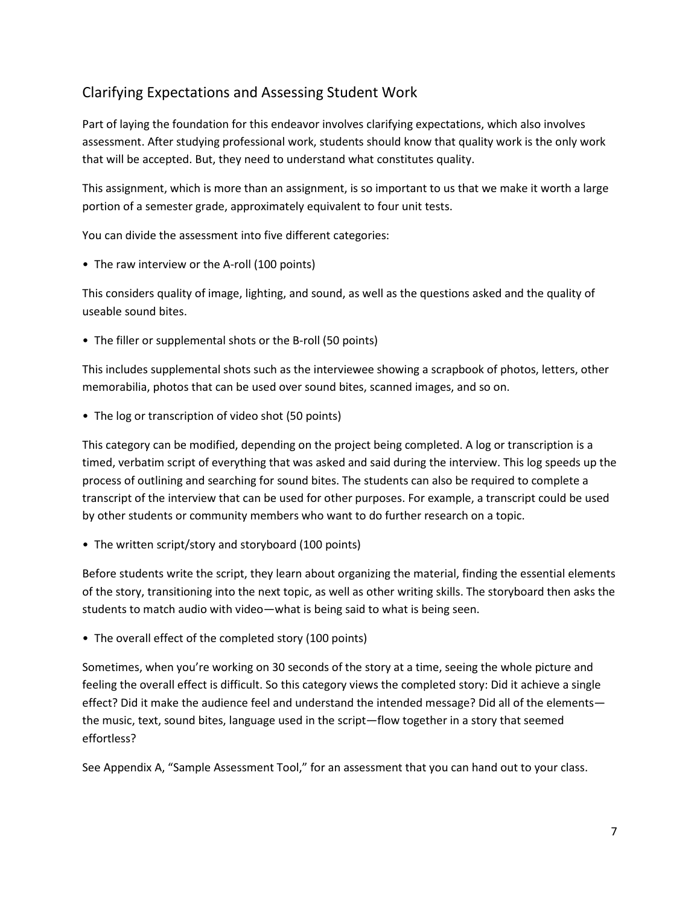## Clarifying Expectations and Assessing Student Work

Part of laying the foundation for this endeavor involves clarifying expectations, which also involves assessment. After studying professional work, students should know that quality work is the only work that will be accepted. But, they need to understand what constitutes quality.

This assignment, which is more than an assignment, is so important to us that we make it worth a large portion of a semester grade, approximately equivalent to four unit tests.

You can divide the assessment into five different categories:

• The raw interview or the A-roll (100 points)

This considers quality of image, lighting, and sound, as well as the questions asked and the quality of useable sound bites.

• The filler or supplemental shots or the B-roll (50 points)

This includes supplemental shots such as the interviewee showing a scrapbook of photos, letters, other memorabilia, photos that can be used over sound bites, scanned images, and so on.

• The log or transcription of video shot (50 points)

This category can be modified, depending on the project being completed. A log or transcription is a timed, verbatim script of everything that was asked and said during the interview. This log speeds up the process of outlining and searching for sound bites. The students can also be required to complete a transcript of the interview that can be used for other purposes. For example, a transcript could be used by other students or community members who want to do further research on a topic.

• The written script/story and storyboard (100 points)

Before students write the script, they learn about organizing the material, finding the essential elements of the story, transitioning into the next topic, as well as other writing skills. The storyboard then asks the students to match audio with video—what is being said to what is being seen.

• The overall effect of the completed story (100 points)

Sometimes, when you're working on 30 seconds of the story at a time, seeing the whole picture and feeling the overall effect is difficult. So this category views the completed story: Did it achieve a single effect? Did it make the audience feel and understand the intended message? Did all of the elements—the music, text, sound bites, language used in the script—flow together in a story that seemed effortless?

See Appendix A, "Sample Assessment Tool," for an assessment that you can hand out to your class.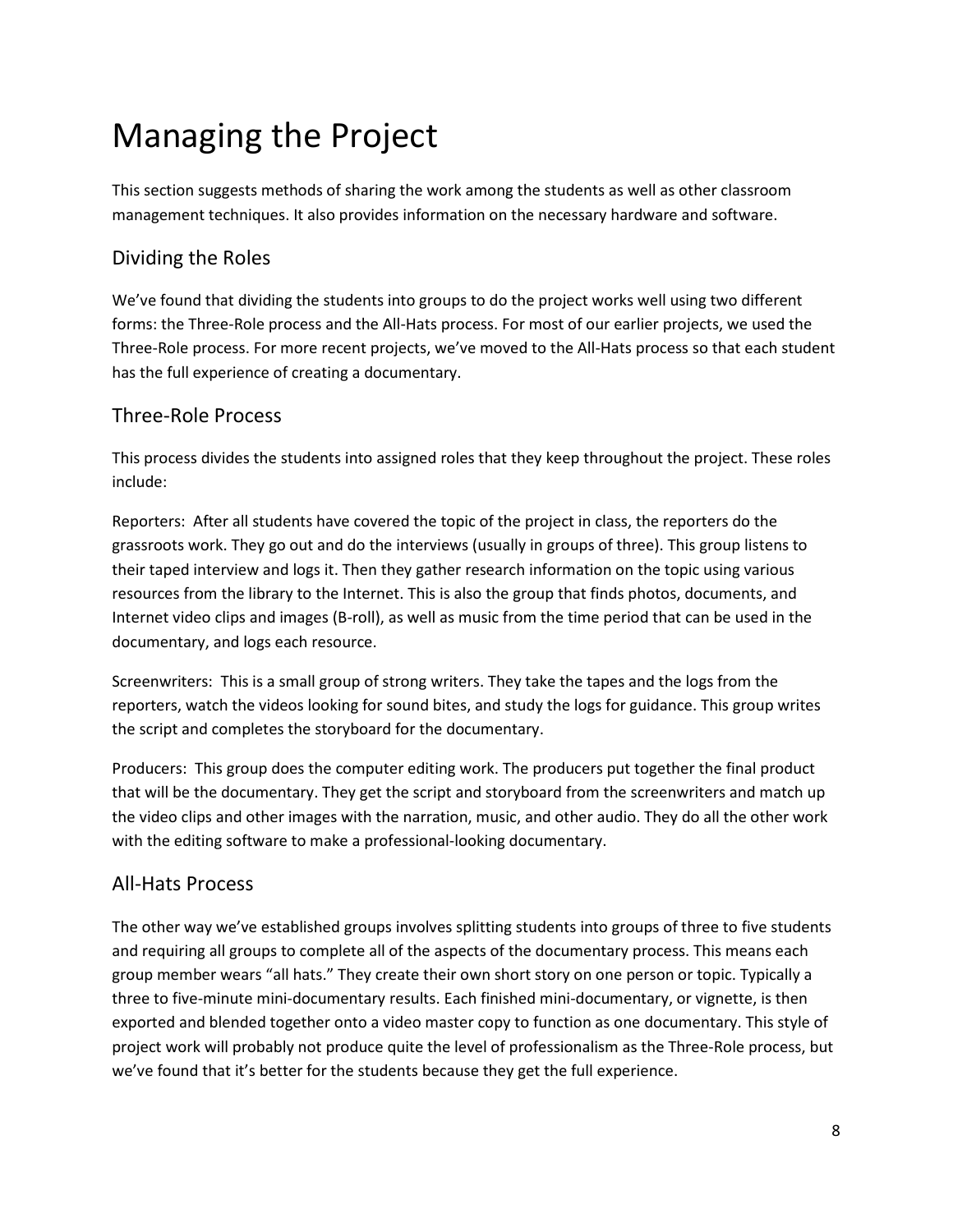# Managing the Project

This section suggests methods of sharing the work among the students as well as other classroom management techniques. It also provides information on the necessary hardware and software.

## Dividing the Roles

We've found that dividing the students into groups to do the project works well using two different forms: the Three-Role process and the All-Hats process. For most of our earlier projects, we used the Three-Role process. For more recent projects, we've moved to the All-Hats process so that each student has the full experience of creating a documentary.

## Three-Role Process

This process divides the students into assigned roles that they keep throughout the project. These roles include:

Reporters: After all students have covered the topic of the project in class, the reporters do the grassroots work. They go out and do the interviews (usually in groups of three). This group listens to their taped interview and logs it. Then they gather research information on the topic using various resources from the library to the Internet. This is also the group that finds photos, documents, and Internet video clips and images (B-roll), as well as music from the time period that can be used in the documentary, and logs each resource.

Screenwriters: This is a small group of strong writers. They take the tapes and the logs from the reporters, watch the videos looking for sound bites, and study the logs for guidance. This group writes the script and completes the storyboard for the documentary.

Producers: This group does the computer editing work. The producers put together the final product that will be the documentary. They get the script and storyboard from the screenwriters and match up the video clips and other images with the narration, music, and other audio. They do all the other work with the editing software to make a professional-looking documentary.

## All-Hats Process

The other way we've established groups involves splitting students into groups of three to five students and requiring all groups to complete all of the aspects of the documentary process. This means each group member wears "all hats." They create their own short story on one person or topic. Typically a three to five-minute mini-documentary results. Each finished mini-documentary, or vignette, is then exported and blended together onto a video master copy to function as one documentary. This style of project work will probably not produce quite the level of professionalism as the Three-Role process, but we've found that it's better for the students because they get the full experience.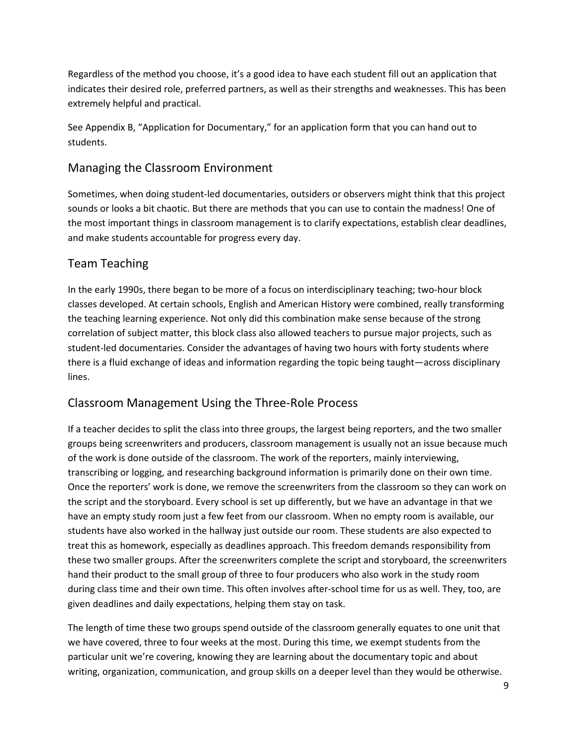Regardless of the method you choose, it's a good idea to have each student fill out an application that indicates their desired role, preferred partners, as well as their strengths and weaknesses. This has been extremely helpful and practical.

See Appendix B, "Application for Documentary," for an application form that you can hand out to students.

## Managing the Classroom Environment

Sometimes, when doing student-led documentaries, outsiders or observers might think that this project sounds or looks a bit chaotic. But there are methods that you can use to contain the madness! One of the most important things in classroom management is to clarify expectations, establish clear deadlines, and make students accountable for progress every day.

## Team Teaching

In the early 1990s, there began to be more of a focus on interdisciplinary teaching; two-hour block classes developed. At certain schools, English and American History were combined, really transforming the teaching learning experience. Not only did this combination make sense because of the strong correlation of subject matter, this block class also allowed teachers to pursue major projects, such as student-led documentaries. Consider the advantages of having two hours with forty students where there is a fluid exchange of ideas and information regarding the topic being taught—across disciplinary lines.

## Classroom Management Using the Three-Role Process

If a teacher decides to split the class into three groups, the largest being reporters, and the two smaller groups being screenwriters and producers, classroom management is usually not an issue because much of the work is done outside of the classroom. The work of the reporters, mainly interviewing, transcribing or logging, and researching background information is primarily done on their own time. Once the reporters' work is done, we remove the screenwriters from the classroom so they can work on the script and the storyboard. Every school is set up differently, but we have an advantage in that we have an empty study room just a few feet from our classroom. When no empty room is available, our students have also worked in the hallway just outside our room. These students are also expected to treat this as homework, especially as deadlines approach. This freedom demands responsibility from these two smaller groups. After the screenwriters complete the script and storyboard, the screenwriters hand their product to the small group of three to four producers who also work in the study room during class time and their own time. This often involves after-school time for us as well. They, too, are given deadlines and daily expectations, helping them stay on task.

The length of time these two groups spend outside of the classroom generally equates to one unit that we have covered, three to four weeks at the most. During this time, we exempt students from the particular unit we're covering, knowing they are learning about the documentary topic and about writing, organization, communication, and group skills on a deeper level than they would be otherwise.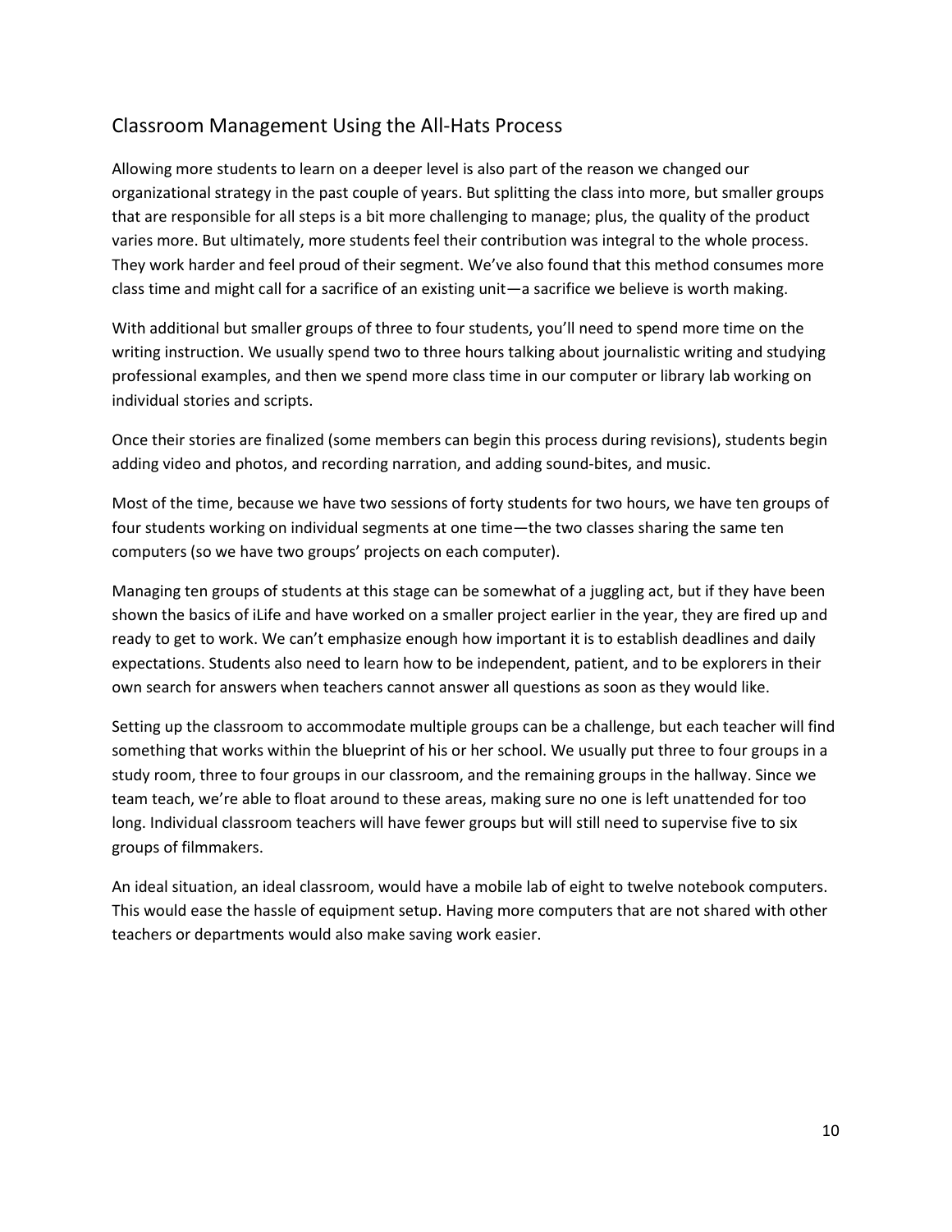## Classroom Management Using the All-Hats Process

Allowing more students to learn on a deeper level is also part of the reason we changed our organizational strategy in the past couple of years. But splitting the class into more, but smaller groups that are responsible for all steps is a bit more challenging to manage; plus, the quality of the product varies more. But ultimately, more students feel their contribution was integral to the whole process. They work harder and feel proud of their segment. We've also found that this method consumes more class time and might call for a sacrifice of an existing unit—a sacrifice we believe is worth making.

With additional but smaller groups of three to four students, you'll need to spend more time on the writing instruction. We usually spend two to three hours talking about journalistic writing and studying professional examples, and then we spend more class time in our computer or library lab working on individual stories and scripts.

Once their stories are finalized (some members can begin this process during revisions), students begin adding video and photos, and recording narration, and adding sound-bites, and music.

Most of the time, because we have two sessions of forty students for two hours, we have ten groups of four students working on individual segments at one time—the two classes sharing the same ten computers (so we have two groups' projects on each computer).

Managing ten groups of students at this stage can be somewhat of a juggling act, but if they have been shown the basics of iLife and have worked on a smaller project earlier in the year, they are fired up and ready to get to work. We can't emphasize enough how important it is to establish deadlines and daily expectations. Students also need to learn how to be independent, patient, and to be explorers in their own search for answers when teachers cannot answer all questions as soon as they would like.

Setting up the classroom to accommodate multiple groups can be a challenge, but each teacher will find something that works within the blueprint of his or her school. We usually put three to four groups in a study room, three to four groups in our classroom, and the remaining groups in the hallway. Since we team teach, we're able to float around to these areas, making sure no one is left unattended for too long. Individual classroom teachers will have fewer groups but will still need to supervise five to six groups of filmmakers.

An ideal situation, an ideal classroom, would have a mobile lab of eight to twelve notebook computers. This would ease the hassle of equipment setup. Having more computers that are not shared with other teachers or departments would also make saving work easier.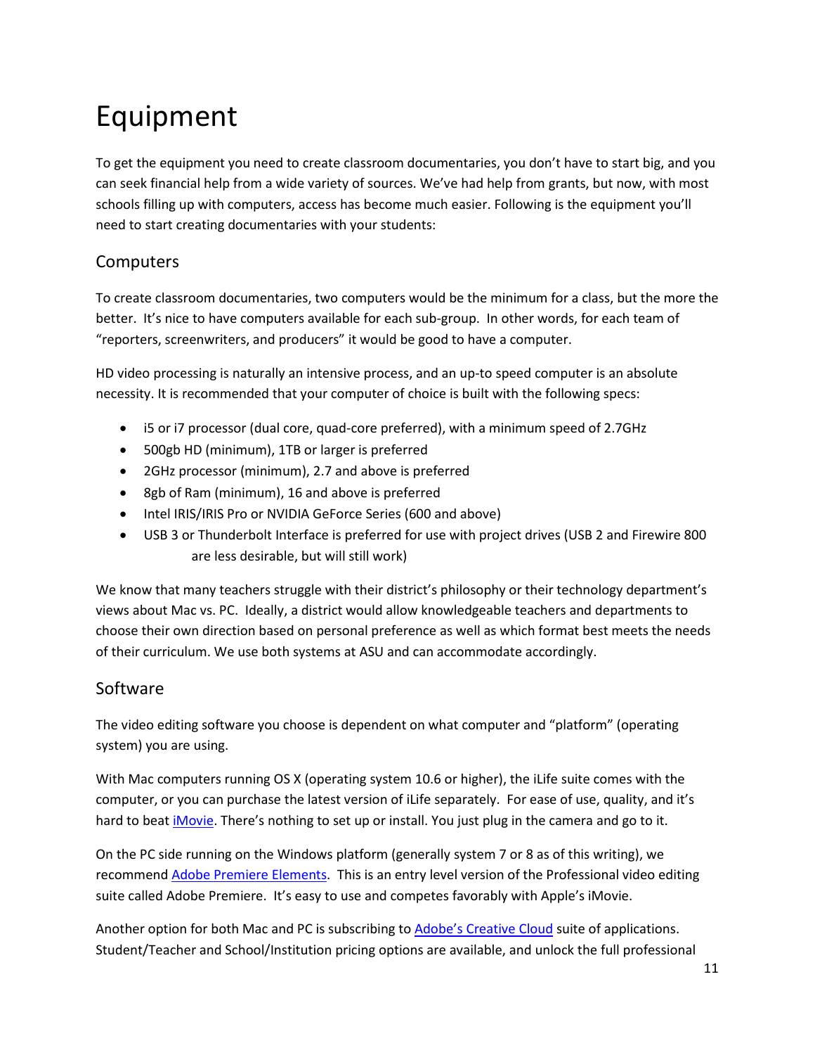# Equipment

To get the equipment you need to create classroom documentaries, you don't have to start big, and you can seek financial help from a wide variety of sources. We've had help from grants, but now, with most schools filling up with computers, access has become much easier. Following is the equipment you'll need to start creating documentaries with your students:

## Computers

To create classroom documentaries, two computers would be the minimum for a class, but the more the better. It's nice to have computers available for each sub-group. In other words, for each team of "reporters, screenwriters, and producers" it would be good to have a computer.

HD video processing is naturally an intensive process, and an up-to speed computer is an absolute necessity. It is recommended that your computer of choice is built with the following specs:

- i5 or i7 processor (dual core, quad-core preferred), with a minimum speed of 2.7GHz
- 500gb HD (minimum), 1TB or larger is preferred
- 2GHz processor (minimum), 2.7 and above is preferred
- 8gb of Ram (minimum), 16 and above is preferred
- Intel IRIS/IRIS Pro or NVIDIA GeForce Series (600 and above)
- USB 3 or Thunderbolt Interface is preferred for use with project drives (USB 2 and Firewire 800 are less desirable, but will still work)

We know that many teachers struggle with their district's philosophy or their technology department's views about Mac vs. PC. Ideally, a district would allow knowledgeable teachers and departments to choose their own direction based on personal preference as well as which format best meets the needs of their curriculum. We use both systems at ASU and can accommodate accordingly.

## Software

The video editing software you choose is dependent on what computer and "platform" (operating system) you are using.

With Mac computers running OS X (operating system 10.6 or higher), the iLife suite comes with the computer, or you can purchase the latest version of iLife separately. For ease of use, quality, and it's hard to beat iMovie. There's nothing to set up or install. You just plug in the camera and go to it.

On the PC side running on the Windows platform (generally system 7 or 8 as of this writing), we recommend Adobe Premiere Elements. This is an entry level version of the Professional video editing suite called Adobe Premiere. It's easy to use and competes favorably with Apple's iMovie.

Another option for both Mac and PC is subscribing to Adobe's Creative Cloud suite of applications. Student/Teacher and School/Institution pricing options are available, and unlock the full professional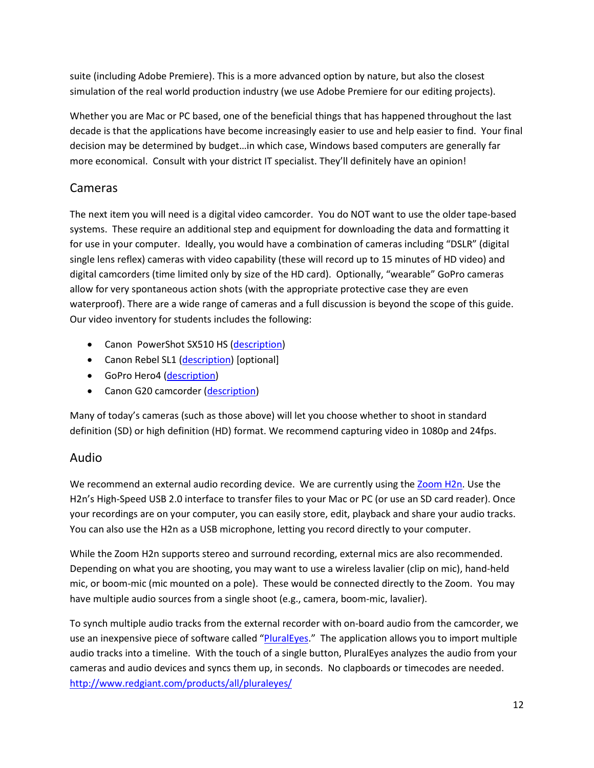suite (including Adobe Premiere). This is a more advanced option by nature, but also the closest simulation of the real world production industry (we use Adobe Premiere for our editing projects).

Whether you are Mac or PC based, one of the beneficial things that has happened throughout the last decade is that the applications have become increasingly easier to use and help easier to find. Your final decision may be determined by budget…in which case, Windows based computers are generally far more economical. Consult with your district IT specialist. They'll definitely have an opinion!

## Cameras

The next item you will need is a digital video camcorder. You do NOT want to use the older tape-based systems. These require an additional step and equipment for downloading the data and formatting it for use in your computer. Ideally, you would have a combination of cameras including "DSLR" (digital single lens reflex) cameras with video capability (these will record up to 15 minutes of HD video) and digital camcorders (time limited only by size of the HD card). Optionally, "wearable" GoPro cameras allow for very spontaneous action shots (with the appropriate protective case they are even waterproof). There are a wide range of cameras and a full discussion is beyond the scope of this guide. Our video inventory for students includes the following:

- Canon PowerShot SX510 HS (description)
- Canon Rebel SL1 (description) [optional]
- GoPro Hero4 (description)
- Canon G20 camcorder (description)

Many of today's cameras (such as those above) will let you choose whether to shoot in standard definition (SD) or high definition (HD) format. We recommend capturing video in 1080p and 24fps.

## Audio

We recommend an external audio recording device. We are currently using the Zoom H2n. Use the H2n's High-Speed USB 2.0 interface to transfer files to your Mac or PC (or use an SD card reader). Once your recordings are on your computer, you can easily store, edit, playback and share your audio tracks. You can also use the H2n as a USB microphone, letting you record directly to your computer.

While the Zoom H2n supports stereo and surround recording, external mics are also recommended. Depending on what you are shooting, you may want to use a wireless lavalier (clip on mic), hand-held mic, or boom-mic (mic mounted on a pole). These would be connected directly to the Zoom. You may have multiple audio sources from a single shoot (e.g., camera, boom-mic, lavalier).

To synch multiple audio tracks from the external recorder with on-board audio from the camcorder, we use an inexpensive piece of software called "PluralEyes." The application allows you to import multiple audio tracks into a timeline. With the touch of a single button, PluralEyes analyzes the audio from your cameras and audio devices and syncs them up, in seconds. No clapboards or timecodes are needed. http://www.redgiant.com/products/all/pluraleyes/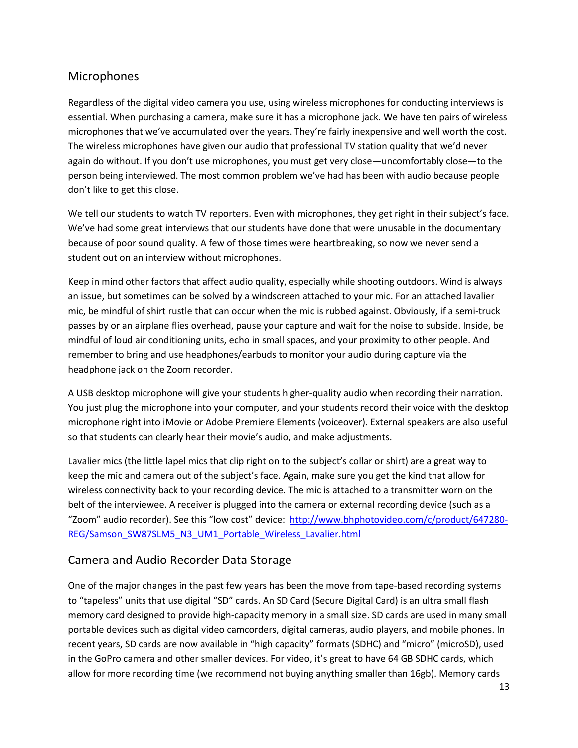## Microphones

Regardless of the digital video camera you use, using wireless microphones for conducting interviews is essential. When purchasing a camera, make sure it has a microphone jack. We have ten pairs of wireless microphones that we've accumulated over the years. They're fairly inexpensive and well worth the cost. The wireless microphones have given our audio that professional TV station quality that we'd never again do without. If you don't use microphones, you must get very close—uncomfortably close—to the person being interviewed. The most common problem we've had has been with audio because people don't like to get this close.

We tell our students to watch TV reporters. Even with microphones, they get right in their subject's face. We've had some great interviews that our students have done that were unusable in the documentary because of poor sound quality. A few of those times were heartbreaking, so now we never send a student out on an interview without microphones.

Keep in mind other factors that affect audio quality, especially while shooting outdoors. Wind is always an issue, but sometimes can be solved by a windscreen attached to your mic. For an attached lavalier mic, be mindful of shirt rustle that can occur when the mic is rubbed against. Obviously, if a semi-truck passes by or an airplane flies overhead, pause your capture and wait for the noise to subside. Inside, be mindful of loud air conditioning units, echo in small spaces, and your proximity to other people. And remember to bring and use headphones/earbuds to monitor your audio during capture via the headphone jack on the Zoom recorder.

A USB desktop microphone will give your students higher-quality audio when recording their narration. You just plug the microphone into your computer, and your students record their voice with the desktop microphone right into iMovie or Adobe Premiere Elements (voiceover). External speakers are also useful so that students can clearly hear their movie's audio, and make adjustments.

Lavalier mics (the little lapel mics that clip right on to the subject's collar or shirt) are a great way to keep the mic and camera out of the subject's face. Again, make sure you get the kind that allow for wireless connectivity back to your recording device. The mic is attached to a transmitter worn on the belt of the interviewee. A receiver is plugged into the camera or external recording device (such as a "Zoom" audio recorder). See this "low cost" device: [http://www.bhphotovideo.com/c/product/647280-REG/Samson_SW87SLM5_N3_UM1_Portable_Wireless_Lavalier.html](http://www.bhphotovideo.com/c/product/647280-REG/Samson_SW87SLM5_N3_UM1_Portable_Wireless_Lavalier.html)

## Camera and Audio Recorder Data Storage

One of the major changes in the past few years has been the move from tape-based recording systems to "tapeless" units that use digital "SD" cards. An SD Card (Secure Digital Card) is an ultra small flash memory card designed to provide high-capacity memory in a small size. SD cards are used in many small portable devices such as digital video camcorders, digital cameras, audio players, and mobile phones. In recent years, SD cards are now available in "high capacity" formats (SDHC) and "micro" (microSD), used in the GoPro camera and other smaller devices. For video, it's great to have 64 GB SDHC cards, which allow for more recording time (we recommend not buying anything smaller than 16gb). Memory cards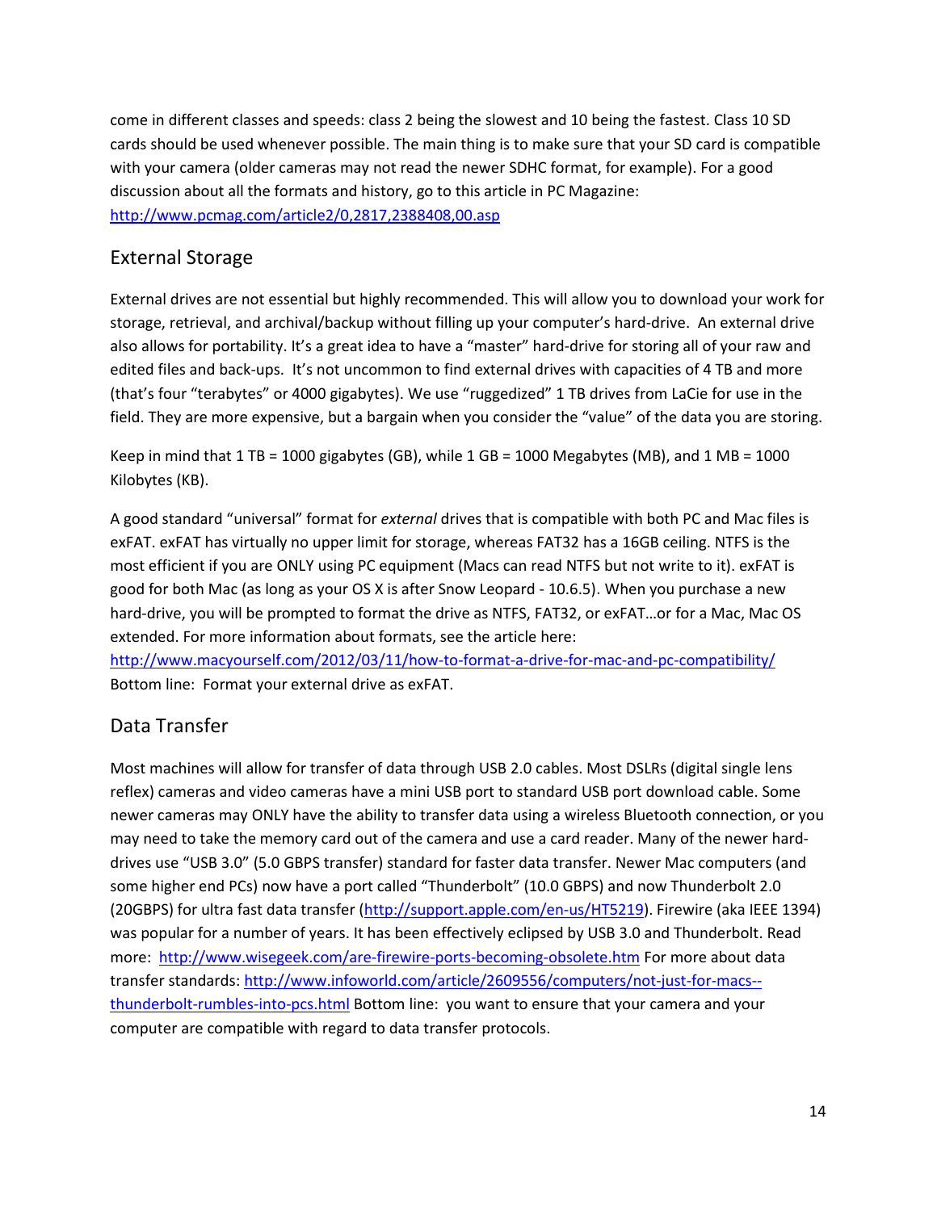come in different classes and speeds: class 2 being the slowest and 10 being the fastest. Class 10 SD cards should be used whenever possible. The main thing is to make sure that your SD card is compatible with your camera (older cameras may not read the newer SDHC format, for example). For a good discussion about all the formats and history, go to this article in PC Magazine: http://www.pcmag.com/article2/0,2817,2388408,00.asp

## External Storage

External drives are not essential but highly recommended. This will allow you to download your work for storage, retrieval, and archival/backup without filling up your computer's hard-drive. An external drive also allows for portability. It's a great idea to have a "master" hard-drive for storing all of your raw and edited files and back-ups. It's not uncommon to find external drives with capacities of 4 TB and more (that's four "terabytes" or 4000 gigabytes). We use "ruggedized" 1 TB drives from LaCie for use in the field. They are more expensive, but a bargain when you consider the "value" of the data you are storing.

Keep in mind that 1 TB = 1000 gigabytes (GB), while 1 GB = 1000 Megabytes (MB), and 1 MB = 1000 Kilobytes (KB).

A good standard "universal" format for *external* drives that is compatible with both PC and Mac files is exFAT. exFAT has virtually no upper limit for storage, whereas FAT32 has a 16GB ceiling. NTFS is the most efficient if you are ONLY using PC equipment (Macs can read NTFS but not write to it). exFAT is good for both Mac (as long as your OS X is after Snow Leopard - 10.6.5). When you purchase a new hard-drive, you will be prompted to format the drive as NTFS, FAT32, or exFAT…or for a Mac, Mac OS extended. For more information about formats, see the article here: http://www.macyourself.com/2012/03/11/how-to-format-a-drive-for-mac-and-pc-compatibility/ Bottom line: Format your external drive as exFAT.

## Data Transfer

Most machines will allow for transfer of data through USB 2.0 cables. Most DSLRs (digital single lens reflex) cameras and video cameras have a mini USB port to standard USB port download cable. Some newer cameras may ONLY have the ability to transfer data using a wireless Bluetooth connection, or you may need to take the memory card out of the camera and use a card reader. Many of the newer hard-drives use "USB 3.0" (5.0 GBPS transfer) standard for faster data transfer. Newer Mac computers (and some higher end PCs) now have a port called "Thunderbolt" (10.0 GBPS) and now Thunderbolt 2.0 (20GBPS) for ultra fast data transfer (http://support.apple.com/en-us/HT5219). Firewire (aka IEEE 1394) was popular for a number of years. It has been effectively eclipsed by USB 3.0 and Thunderbolt. Read more: http://www.wisegeek.com/are-firewire-ports-becoming-obsolete.htm For more about data transfer standards: http://www.infoworld.com/article/2609556/computers/not-just-for-macs--thunderbolt-rumbles-into-pcs.html Bottom line: you want to ensure that your camera and your computer are compatible with regard to data transfer protocols.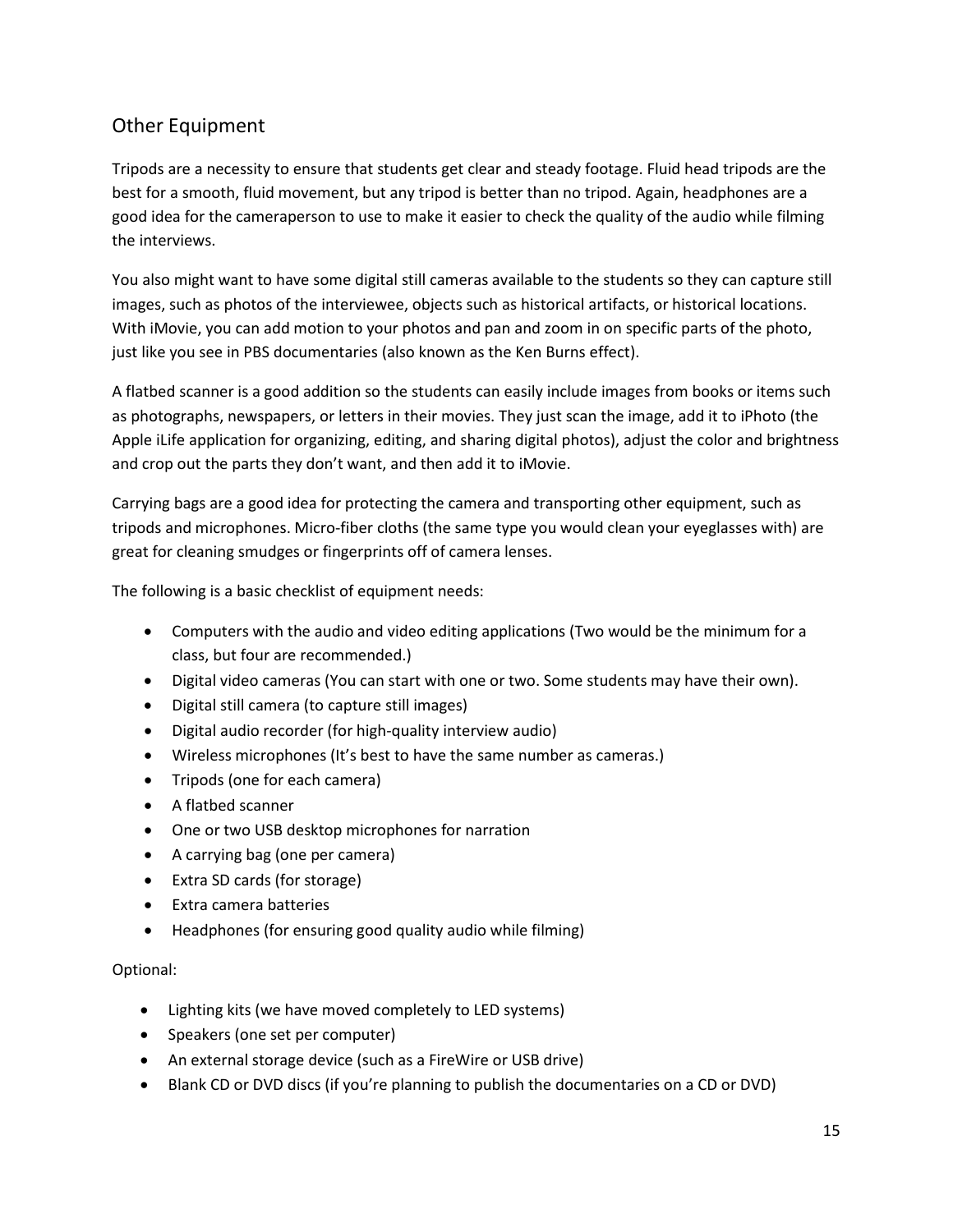## Other Equipment

Tripods are a necessity to ensure that students get clear and steady footage. Fluid head tripods are the best for a smooth, fluid movement, but any tripod is better than no tripod. Again, headphones are a good idea for the cameraperson to use to make it easier to check the quality of the audio while filming the interviews.

You also might want to have some digital still cameras available to the students so they can capture still images, such as photos of the interviewee, objects such as historical artifacts, or historical locations. With iMovie, you can add motion to your photos and pan and zoom in on specific parts of the photo, just like you see in PBS documentaries (also known as the Ken Burns effect).

A flatbed scanner is a good addition so the students can easily include images from books or items such as photographs, newspapers, or letters in their movies. They just scan the image, add it to iPhoto (the Apple iLife application for organizing, editing, and sharing digital photos), adjust the color and brightness and crop out the parts they don't want, and then add it to iMovie.

Carrying bags are a good idea for protecting the camera and transporting other equipment, such as tripods and microphones. Micro-fiber cloths (the same type you would clean your eyeglasses with) are great for cleaning smudges or fingerprints off of camera lenses.

The following is a basic checklist of equipment needs:

- Computers with the audio and video editing applications (Two would be the minimum for a class, but four are recommended.)
- Digital video cameras (You can start with one or two. Some students may have their own).
- Digital still camera (to capture still images)
- Digital audio recorder (for high-quality interview audio)
- Wireless microphones (It's best to have the same number as cameras.)
- Tripods (one for each camera)
- A flatbed scanner
- One or two USB desktop microphones for narration
- A carrying bag (one per camera)
- Extra SD cards (for storage)
- Extra camera batteries
- Headphones (for ensuring good quality audio while filming)

Optional:

- Lighting kits (we have moved completely to LED systems)
- Speakers (one set per computer)
- An external storage device (such as a FireWire or USB drive)
- Blank CD or DVD discs (if you're planning to publish the documentaries on a CD or DVD)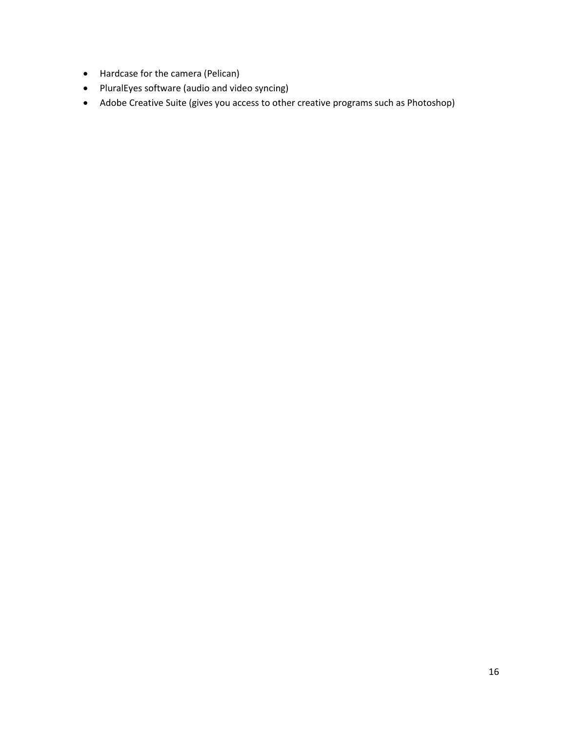- Hardcase for the camera (Pelican)
- PluralEyes software (audio and video syncing)
- Adobe Creative Suite (gives you access to other creative programs such as Photoshop)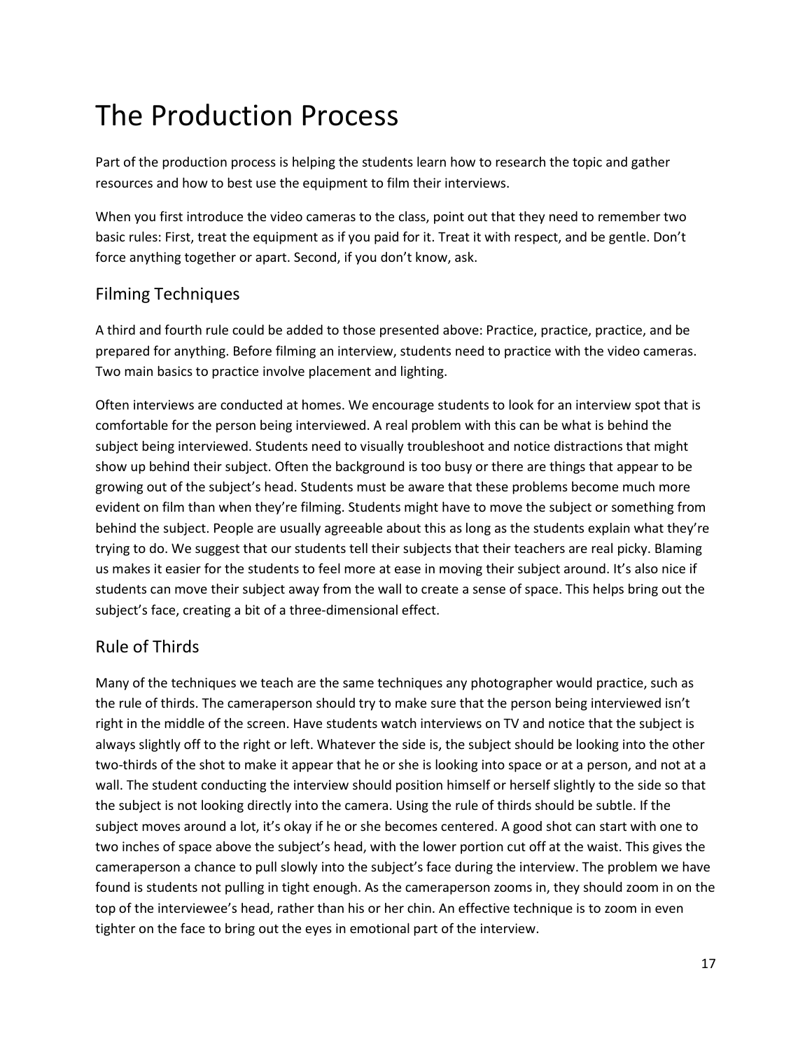# The Production Process

Part of the production process is helping the students learn how to research the topic and gather resources and how to best use the equipment to film their interviews.

When you first introduce the video cameras to the class, point out that they need to remember two basic rules: First, treat the equipment as if you paid for it. Treat it with respect, and be gentle. Don't force anything together or apart. Second, if you don't know, ask.

## Filming Techniques

A third and fourth rule could be added to those presented above: Practice, practice, practice, and be prepared for anything. Before filming an interview, students need to practice with the video cameras. Two main basics to practice involve placement and lighting.

Often interviews are conducted at homes. We encourage students to look for an interview spot that is comfortable for the person being interviewed. A real problem with this can be what is behind the subject being interviewed. Students need to visually troubleshoot and notice distractions that might show up behind their subject. Often the background is too busy or there are things that appear to be growing out of the subject's head. Students must be aware that these problems become much more evident on film than when they're filming. Students might have to move the subject or something from behind the subject. People are usually agreeable about this as long as the students explain what they're trying to do. We suggest that our students tell their subjects that their teachers are real picky. Blaming us makes it easier for the students to feel more at ease in moving their subject around. It's also nice if students can move their subject away from the wall to create a sense of space. This helps bring out the subject's face, creating a bit of a three-dimensional effect.

## Rule of Thirds

Many of the techniques we teach are the same techniques any photographer would practice, such as the rule of thirds. The cameraperson should try to make sure that the person being interviewed isn't right in the middle of the screen. Have students watch interviews on TV and notice that the subject is always slightly off to the right or left. Whatever the side is, the subject should be looking into the other two-thirds of the shot to make it appear that he or she is looking into space or at a person, and not at a wall. The student conducting the interview should position himself or herself slightly to the side so that the subject is not looking directly into the camera. Using the rule of thirds should be subtle. If the subject moves around a lot, it's okay if he or she becomes centered. A good shot can start with one to two inches of space above the subject's head, with the lower portion cut off at the waist. This gives the cameraperson a chance to pull slowly into the subject's face during the interview. The problem we have found is students not pulling in tight enough. As the cameraperson zooms in, they should zoom in on the top of the interviewee's head, rather than his or her chin. An effective technique is to zoom in even tighter on the face to bring out the eyes in emotional part of the interview.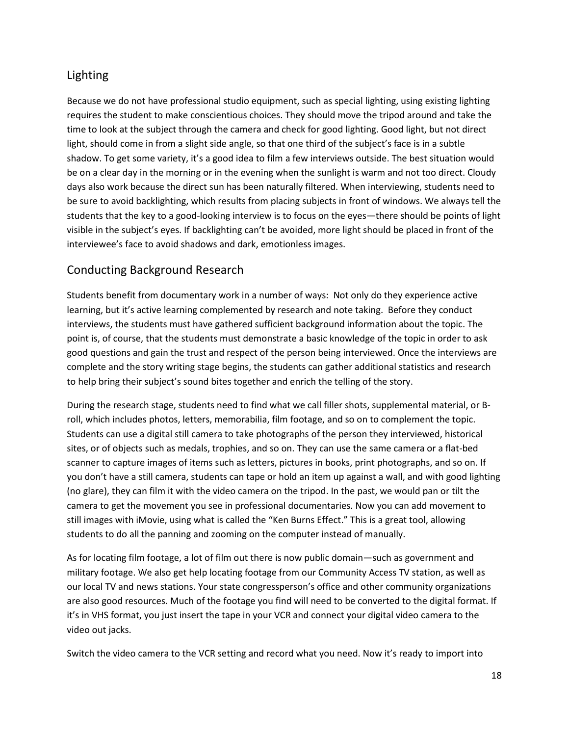## Lighting

Because we do not have professional studio equipment, such as special lighting, using existing lighting requires the student to make conscientious choices. They should move the tripod around and take the time to look at the subject through the camera and check for good lighting. Good light, but not direct light, should come in from a slight side angle, so that one third of the subject's face is in a subtle shadow. To get some variety, it's a good idea to film a few interviews outside. The best situation would be on a clear day in the morning or in the evening when the sunlight is warm and not too direct. Cloudy days also work because the direct sun has been naturally filtered. When interviewing, students need to be sure to avoid backlighting, which results from placing subjects in front of windows. We always tell the students that the key to a good-looking interview is to focus on the eyes—there should be points of light visible in the subject's eyes. If backlighting can't be avoided, more light should be placed in front of the interviewee's face to avoid shadows and dark, emotionless images.

## Conducting Background Research

Students benefit from documentary work in a number of ways: Not only do they experience active learning, but it's active learning complemented by research and note taking. Before they conduct interviews, the students must have gathered sufficient background information about the topic. The point is, of course, that the students must demonstrate a basic knowledge of the topic in order to ask good questions and gain the trust and respect of the person being interviewed. Once the interviews are complete and the story writing stage begins, the students can gather additional statistics and research to help bring their subject's sound bites together and enrich the telling of the story.

During the research stage, students need to find what we call filler shots, supplemental material, or B-roll, which includes photos, letters, memorabilia, film footage, and so on to complement the topic. Students can use a digital still camera to take photographs of the person they interviewed, historical sites, or of objects such as medals, trophies, and so on. They can use the same camera or a flat-bed scanner to capture images of items such as letters, pictures in books, print photographs, and so on. If you don't have a still camera, students can tape or hold an item up against a wall, and with good lighting (no glare), they can film it with the video camera on the tripod. In the past, we would pan or tilt the camera to get the movement you see in professional documentaries. Now you can add movement to still images with iMovie, using what is called the "Ken Burns Effect." This is a great tool, allowing students to do all the panning and zooming on the computer instead of manually.

As for locating film footage, a lot of film out there is now public domain—such as government and military footage. We also get help locating footage from our Community Access TV station, as well as our local TV and news stations. Your state congressperson's office and other community organizations are also good resources. Much of the footage you find will need to be converted to the digital format. If it's in VHS format, you just insert the tape in your VCR and connect your digital video camera to the video out jacks.

Switch the video camera to the VCR setting and record what you need. Now it's ready to import into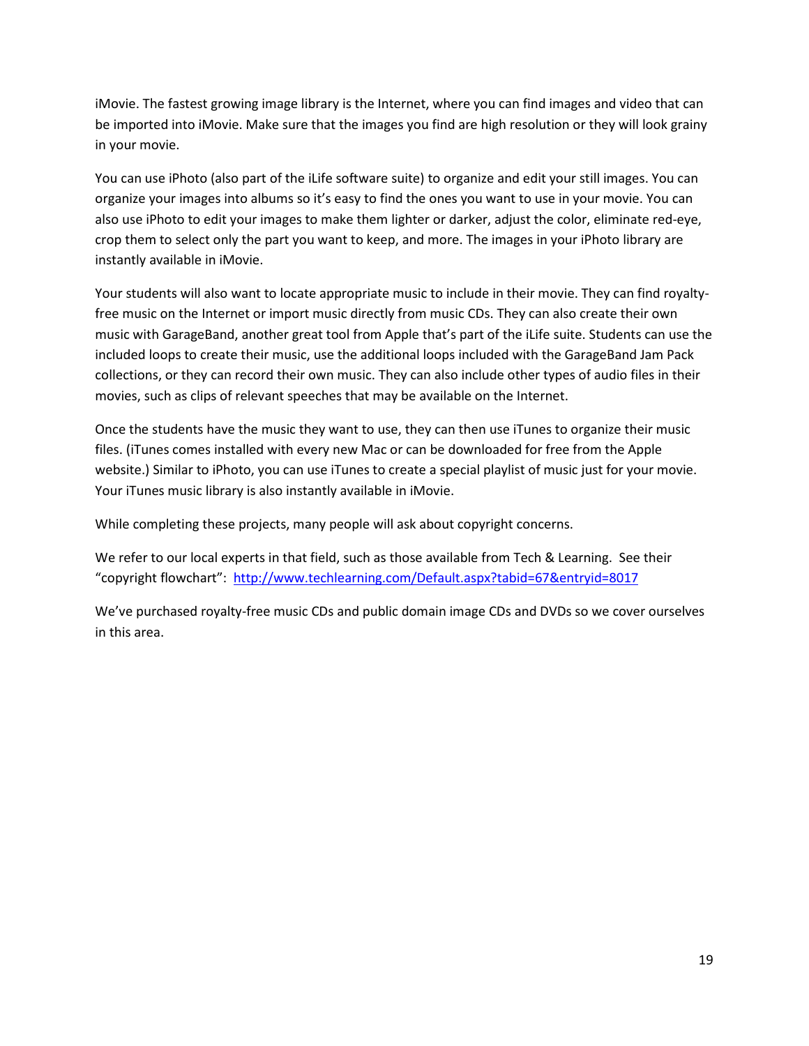iMovie. The fastest growing image library is the Internet, where you can find images and video that can be imported into iMovie. Make sure that the images you find are high resolution or they will look grainy in your movie.

You can use iPhoto (also part of the iLife software suite) to organize and edit your still images. You can organize your images into albums so it's easy to find the ones you want to use in your movie. You can also use iPhoto to edit your images to make them lighter or darker, adjust the color, eliminate red-eye, crop them to select only the part you want to keep, and more. The images in your iPhoto library are instantly available in iMovie.

Your students will also want to locate appropriate music to include in their movie. They can find royalty-free music on the Internet or import music directly from music CDs. They can also create their own music with GarageBand, another great tool from Apple that's part of the iLife suite. Students can use the included loops to create their music, use the additional loops included with the GarageBand Jam Pack collections, or they can record their own music. They can also include other types of audio files in their movies, such as clips of relevant speeches that may be available on the Internet.

Once the students have the music they want to use, they can then use iTunes to organize their music files. (iTunes comes installed with every new Mac or can be downloaded for free from the Apple website.) Similar to iPhoto, you can use iTunes to create a special playlist of music just for your movie. Your iTunes music library is also instantly available in iMovie.

While completing these projects, many people will ask about copyright concerns.

We refer to our local experts in that field, such as those available from Tech & Learning. See their "copyright flowchart": [http://www.techlearning.com/Default.aspx?tabid=67&entryid=8017](http://www.techlearning.com/Default.aspx?tabid=67&entryid=8017)

We've purchased royalty-free music CDs and public domain image CDs and DVDs so we cover ourselves in this area.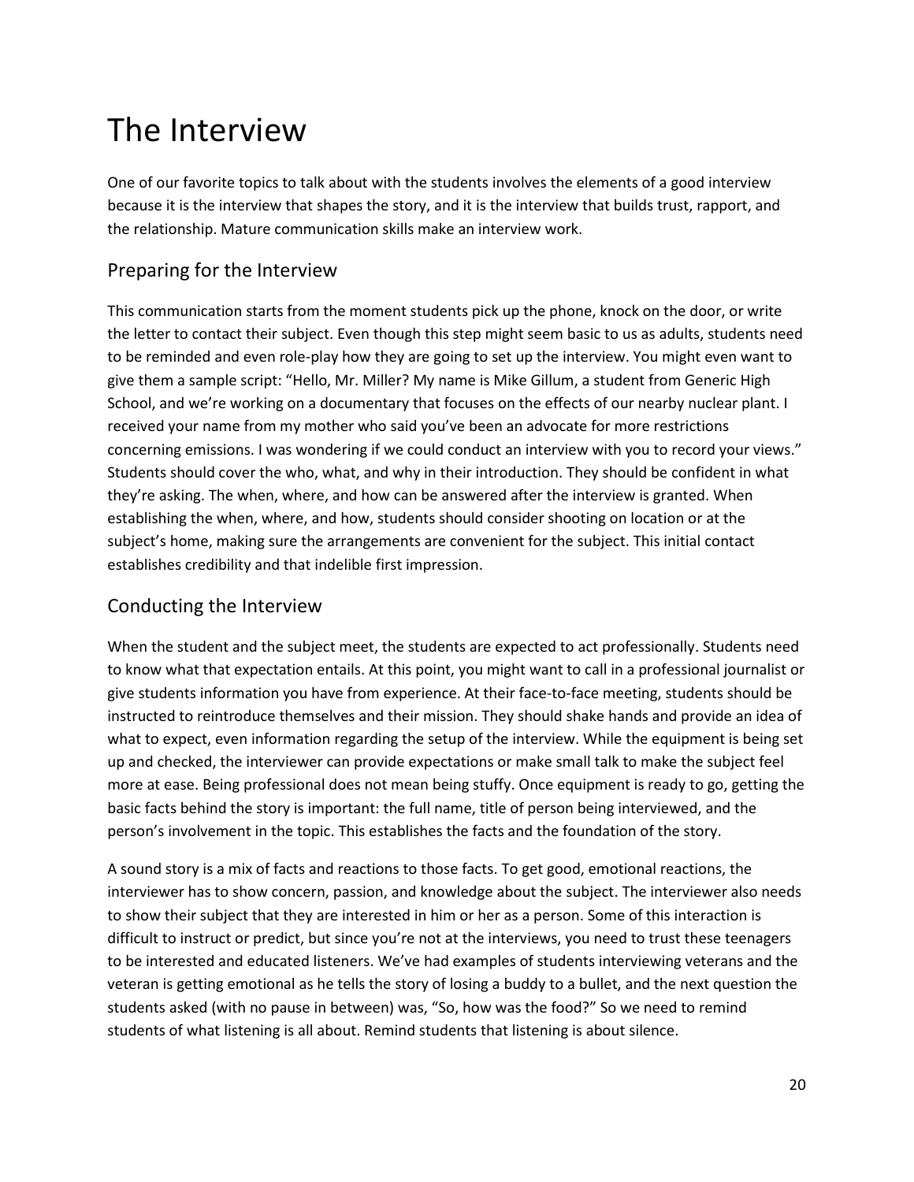# The Interview

One of our favorite topics to talk about with the students involves the elements of a good interview because it is the interview that shapes the story, and it is the interview that builds trust, rapport, and the relationship. Mature communication skills make an interview work.

## Preparing for the Interview

This communication starts from the moment students pick up the phone, knock on the door, or write the letter to contact their subject. Even though this step might seem basic to us as adults, students need to be reminded and even role-play how they are going to set up the interview. You might even want to give them a sample script: "Hello, Mr. Miller? My name is Mike Gillum, a student from Generic High School, and we're working on a documentary that focuses on the effects of our nearby nuclear plant. I received your name from my mother who said you've been an advocate for more restrictions concerning emissions. I was wondering if we could conduct an interview with you to record your views." Students should cover the who, what, and why in their introduction. They should be confident in what they're asking. The when, where, and how can be answered after the interview is granted. When establishing the when, where, and how, students should consider shooting on location or at the subject's home, making sure the arrangements are convenient for the subject. This initial contact establishes credibility and that indelible first impression.

## Conducting the Interview

When the student and the subject meet, the students are expected to act professionally. Students need to know what that expectation entails. At this point, you might want to call in a professional journalist or give students information you have from experience. At their face-to-face meeting, students should be instructed to reintroduce themselves and their mission. They should shake hands and provide an idea of what to expect, even information regarding the setup of the interview. While the equipment is being set up and checked, the interviewer can provide expectations or make small talk to make the subject feel more at ease. Being professional does not mean being stuffy. Once equipment is ready to go, getting the basic facts behind the story is important: the full name, title of person being interviewed, and the person's involvement in the topic. This establishes the facts and the foundation of the story.

A sound story is a mix of facts and reactions to those facts. To get good, emotional reactions, the interviewer has to show concern, passion, and knowledge about the subject. The interviewer also needs to show their subject that they are interested in him or her as a person. Some of this interaction is difficult to instruct or predict, but since you're not at the interviews, you need to trust these teenagers to be interested and educated listeners. We've had examples of students interviewing veterans and the veteran is getting emotional as he tells the story of losing a buddy to a bullet, and the next question the students asked (with no pause in between) was, "So, how was the food?" So we need to remind students of what listening is all about. Remind students that listening is about silence.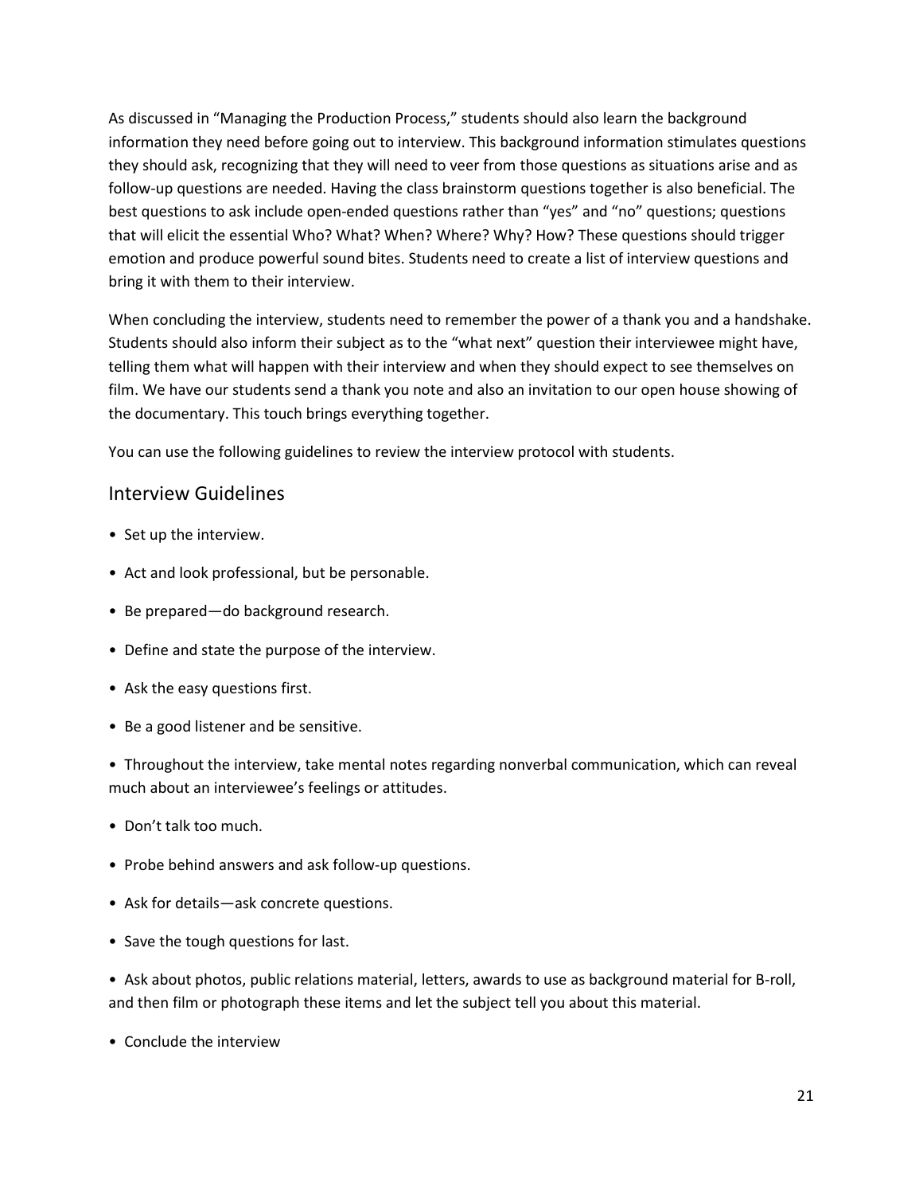As discussed in "Managing the Production Process," students should also learn the background information they need before going out to interview. This background information stimulates questions they should ask, recognizing that they will need to veer from those questions as situations arise and as follow-up questions are needed. Having the class brainstorm questions together is also beneficial. The best questions to ask include open-ended questions rather than "yes" and "no" questions; questions that will elicit the essential Who? What? When? Where? Why? How? These questions should trigger emotion and produce powerful sound bites. Students need to create a list of interview questions and bring it with them to their interview.

When concluding the interview, students need to remember the power of a thank you and a handshake. Students should also inform their subject as to the "what next" question their interviewee might have, telling them what will happen with their interview and when they should expect to see themselves on film. We have our students send a thank you note and also an invitation to our open house showing of the documentary. This touch brings everything together.

You can use the following guidelines to review the interview protocol with students.

## Interview Guidelines

- Set up the interview.
- Act and look professional, but be personable.
- Be prepared—do background research.
- Define and state the purpose of the interview.
- Ask the easy questions first.
- Be a good listener and be sensitive.
- Throughout the interview, take mental notes regarding nonverbal communication, which can reveal much about an interviewee's feelings or attitudes.
- Don't talk too much.
- Probe behind answers and ask follow-up questions.
- Ask for details—ask concrete questions.
- Save the tough questions for last.
- Ask about photos, public relations material, letters, awards to use as background material for B-roll, and then film or photograph these items and let the subject tell you about this material.
- Conclude the interview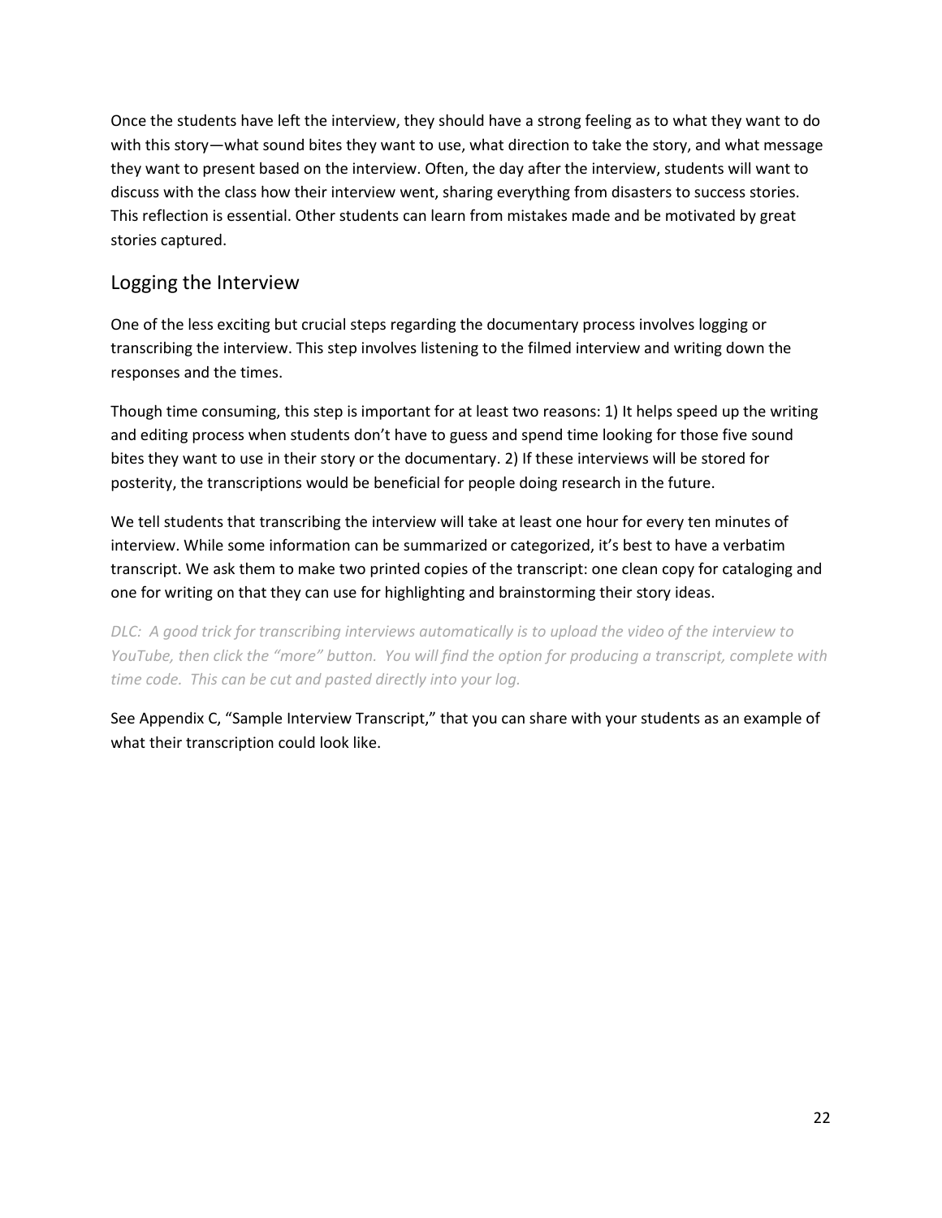Once the students have left the interview, they should have a strong feeling as to what they want to do with this story—what sound bites they want to use, what direction to take the story, and what message they want to present based on the interview. Often, the day after the interview, students will want to discuss with the class how their interview went, sharing everything from disasters to success stories. This reflection is essential. Other students can learn from mistakes made and be motivated by great stories captured.

## Logging the Interview

One of the less exciting but crucial steps regarding the documentary process involves logging or transcribing the interview. This step involves listening to the filmed interview and writing down the responses and the times.

Though time consuming, this step is important for at least two reasons: 1) It helps speed up the writing and editing process when students don't have to guess and spend time looking for those five sound bites they want to use in their story or the documentary. 2) If these interviews will be stored for posterity, the transcriptions would be beneficial for people doing research in the future.

We tell students that transcribing the interview will take at least one hour for every ten minutes of interview. While some information can be summarized or categorized, it's best to have a verbatim transcript. We ask them to make two printed copies of the transcript: one clean copy for cataloging and one for writing on that they can use for highlighting and brainstorming their story ideas.

*DLC: A good trick for transcribing interviews automatically is to upload the video of the interview to YouTube, then click the "more" button. You will find the option for producing a transcript, complete with time code. This can be cut and pasted directly into your log.*

See Appendix C, "Sample Interview Transcript," that you can share with your students as an example of what their transcription could look like.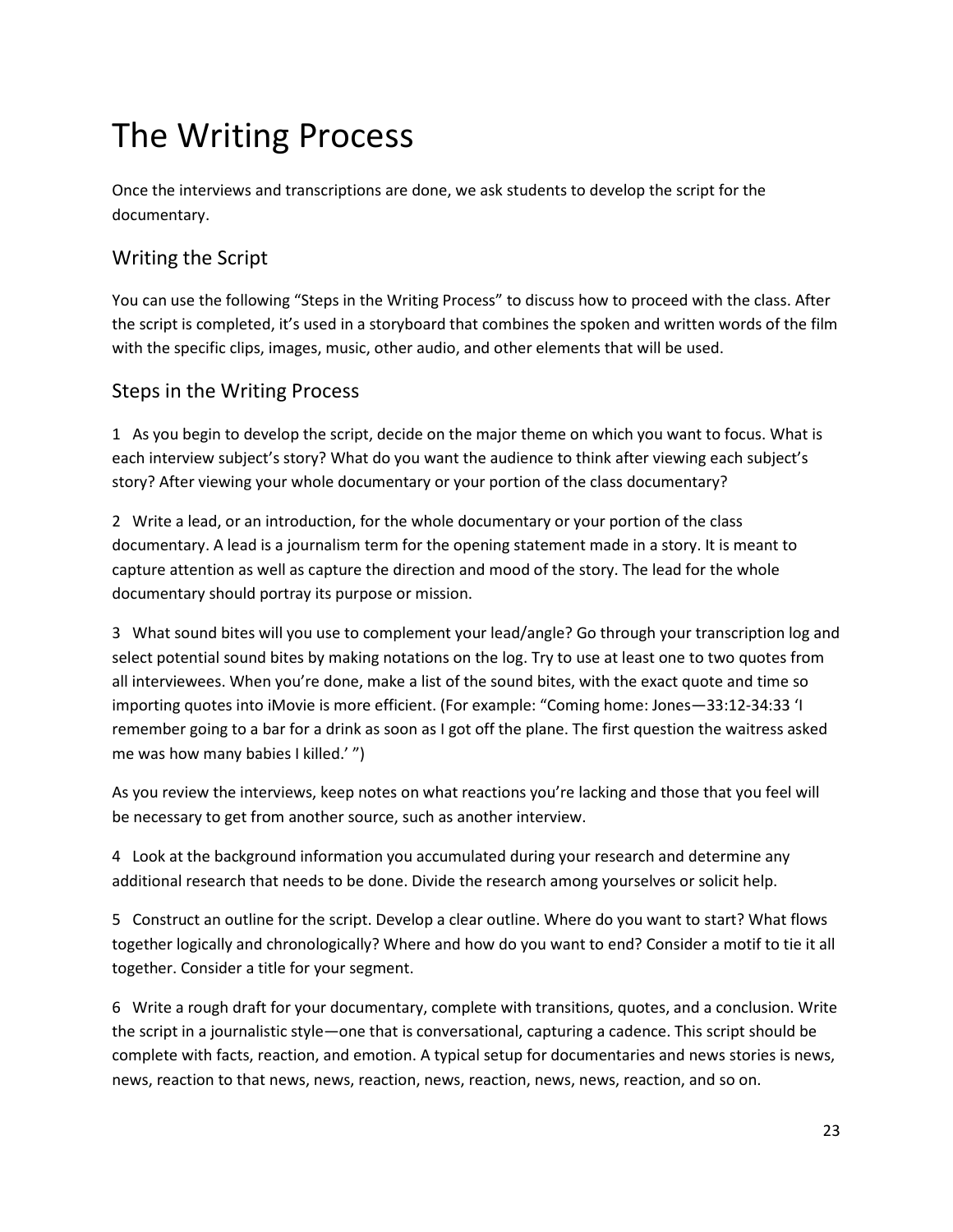# The Writing Process

Once the interviews and transcriptions are done, we ask students to develop the script for the documentary.

## Writing the Script

You can use the following "Steps in the Writing Process" to discuss how to proceed with the class. After the script is completed, it's used in a storyboard that combines the spoken and written words of the film with the specific clips, images, music, other audio, and other elements that will be used.

## Steps in the Writing Process

1 As you begin to develop the script, decide on the major theme on which you want to focus. What is each interview subject's story? What do you want the audience to think after viewing each subject's story? After viewing your whole documentary or your portion of the class documentary?

2 Write a lead, or an introduction, for the whole documentary or your portion of the class documentary. A lead is a journalism term for the opening statement made in a story. It is meant to capture attention as well as capture the direction and mood of the story. The lead for the whole documentary should portray its purpose or mission.

3 What sound bites will you use to complement your lead/angle? Go through your transcription log and select potential sound bites by making notations on the log. Try to use at least one to two quotes from all interviewees. When you're done, make a list of the sound bites, with the exact quote and time so importing quotes into iMovie is more efficient. (For example: "Coming home: Jones—33:12-34:33 'I remember going to a bar for a drink as soon as I got off the plane. The first question the waitress asked me was how many babies I killed.' ")

As you review the interviews, keep notes on what reactions you're lacking and those that you feel will be necessary to get from another source, such as another interview.

4 Look at the background information you accumulated during your research and determine any additional research that needs to be done. Divide the research among yourselves or solicit help.

5 Construct an outline for the script. Develop a clear outline. Where do you want to start? What flows together logically and chronologically? Where and how do you want to end? Consider a motif to tie it all together. Consider a title for your segment.

6 Write a rough draft for your documentary, complete with transitions, quotes, and a conclusion. Write the script in a journalistic style—one that is conversational, capturing a cadence. This script should be complete with facts, reaction, and emotion. A typical setup for documentaries and news stories is news, news, reaction to that news, news, reaction, news, reaction, news, news, reaction, and so on.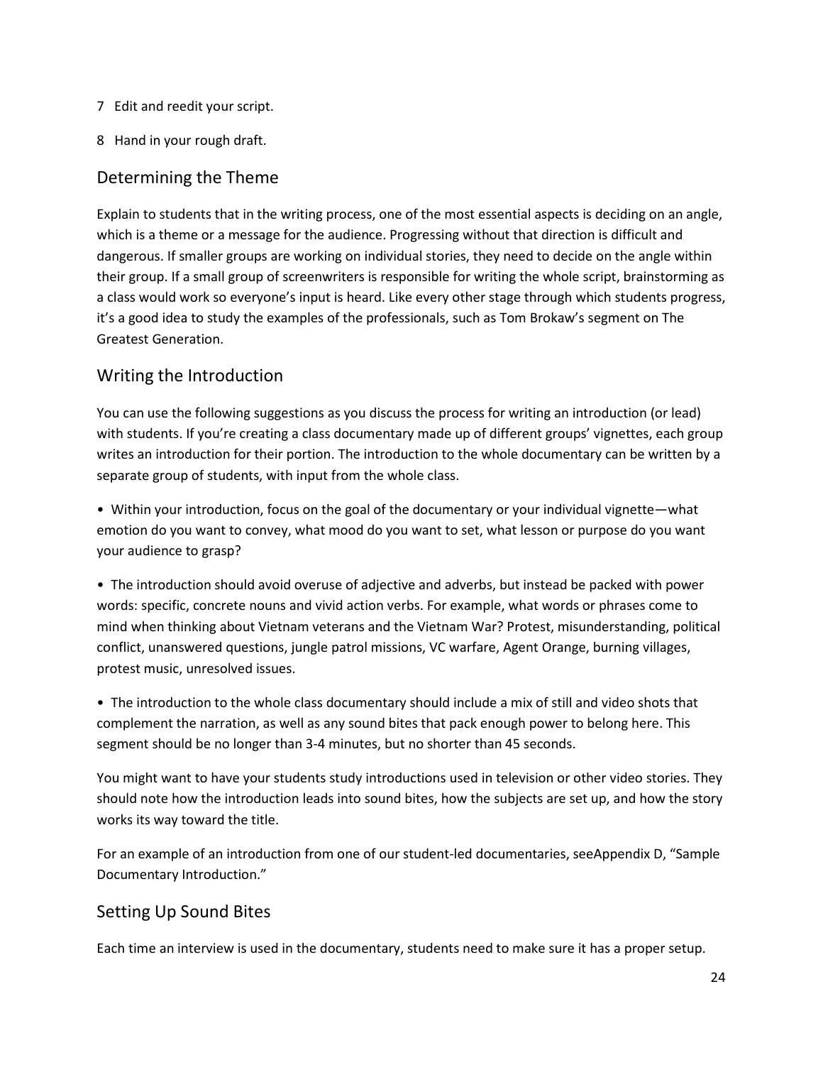7 Edit and reedit your script.

8 Hand in your rough draft.

## Determining the Theme

Explain to students that in the writing process, one of the most essential aspects is deciding on an angle, which is a theme or a message for the audience. Progressing without that direction is difficult and dangerous. If smaller groups are working on individual stories, they need to decide on the angle within their group. If a small group of screenwriters is responsible for writing the whole script, brainstorming as a class would work so everyone's input is heard. Like every other stage through which students progress, it's a good idea to study the examples of the professionals, such as Tom Brokaw's segment on The Greatest Generation.

## Writing the Introduction

You can use the following suggestions as you discuss the process for writing an introduction (or lead) with students. If you're creating a class documentary made up of different groups' vignettes, each group writes an introduction for their portion. The introduction to the whole documentary can be written by a separate group of students, with input from the whole class.

- Within your introduction, focus on the goal of the documentary or your individual vignette—what emotion do you want to convey, what mood do you want to set, what lesson or purpose do you want your audience to grasp?

- The introduction should avoid overuse of adjective and adverbs, but instead be packed with power words: specific, concrete nouns and vivid action verbs. For example, what words or phrases come to mind when thinking about Vietnam veterans and the Vietnam War? Protest, misunderstanding, political conflict, unanswered questions, jungle patrol missions, VC warfare, Agent Orange, burning villages, protest music, unresolved issues.

- The introduction to the whole class documentary should include a mix of still and video shots that complement the narration, as well as any sound bites that pack enough power to belong here. This segment should be no longer than 3-4 minutes, but no shorter than 45 seconds.

You might want to have your students study introductions used in television or other video stories. They should note how the introduction leads into sound bites, how the subjects are set up, and how the story works its way toward the title.

For an example of an introduction from one of our student-led documentaries, seeAppendix D, "Sample Documentary Introduction."

## Setting Up Sound Bites

Each time an interview is used in the documentary, students need to make sure it has a proper setup.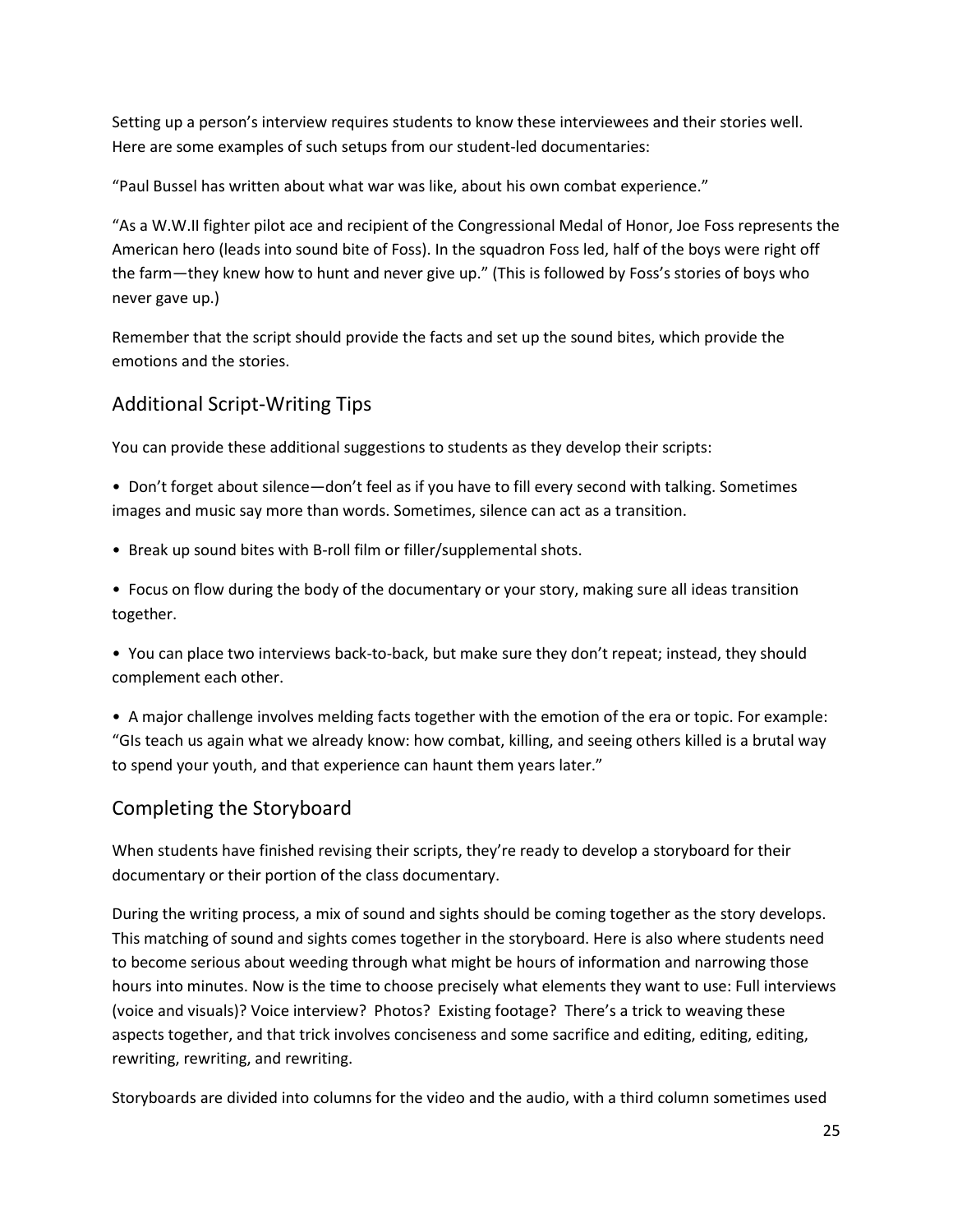Setting up a person's interview requires students to know these interviewees and their stories well. Here are some examples of such setups from our student-led documentaries:

"Paul Bussel has written about what war was like, about his own combat experience."

"As a W.W.II fighter pilot ace and recipient of the Congressional Medal of Honor, Joe Foss represents the American hero (leads into sound bite of Foss). In the squadron Foss led, half of the boys were right off the farm—they knew how to hunt and never give up." (This is followed by Foss's stories of boys who never gave up.)

Remember that the script should provide the facts and set up the sound bites, which provide the emotions and the stories.

## Additional Script-Writing Tips

You can provide these additional suggestions to students as they develop their scripts:

- Don't forget about silence—don't feel as if you have to fill every second with talking. Sometimes images and music say more than words. Sometimes, silence can act as a transition.
- Break up sound bites with B-roll film or filler/supplemental shots.
- Focus on flow during the body of the documentary or your story, making sure all ideas transition together.
- You can place two interviews back-to-back, but make sure they don't repeat; instead, they should complement each other.
- A major challenge involves melding facts together with the emotion of the era or topic. For example: "GIs teach us again what we already know: how combat, killing, and seeing others killed is a brutal way to spend your youth, and that experience can haunt them years later."

## Completing the Storyboard

When students have finished revising their scripts, they're ready to develop a storyboard for their documentary or their portion of the class documentary.

During the writing process, a mix of sound and sights should be coming together as the story develops. This matching of sound and sights comes together in the storyboard. Here is also where students need to become serious about weeding through what might be hours of information and narrowing those hours into minutes. Now is the time to choose precisely what elements they want to use: Full interviews (voice and visuals)? Voice interview? Photos? Existing footage? There's a trick to weaving these aspects together, and that trick involves conciseness and some sacrifice and editing, editing, editing, rewriting, rewriting, and rewriting.

Storyboards are divided into columns for the video and the audio, with a third column sometimes used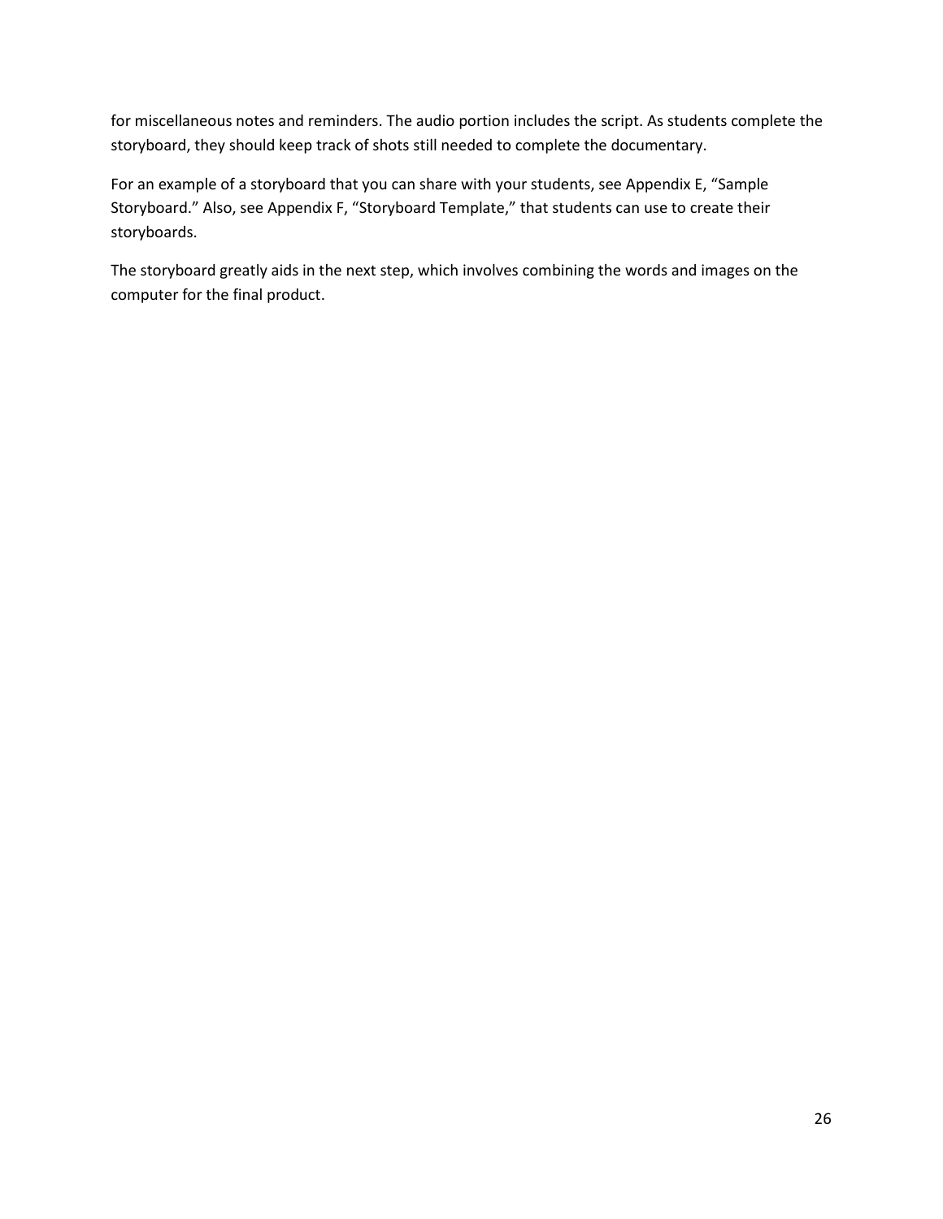for miscellaneous notes and reminders. The audio portion includes the script. As students complete the storyboard, they should keep track of shots still needed to complete the documentary.

For an example of a storyboard that you can share with your students, see Appendix E, "Sample Storyboard." Also, see Appendix F, "Storyboard Template," that students can use to create their storyboards.

The storyboard greatly aids in the next step, which involves combining the words and images on the computer for the final product.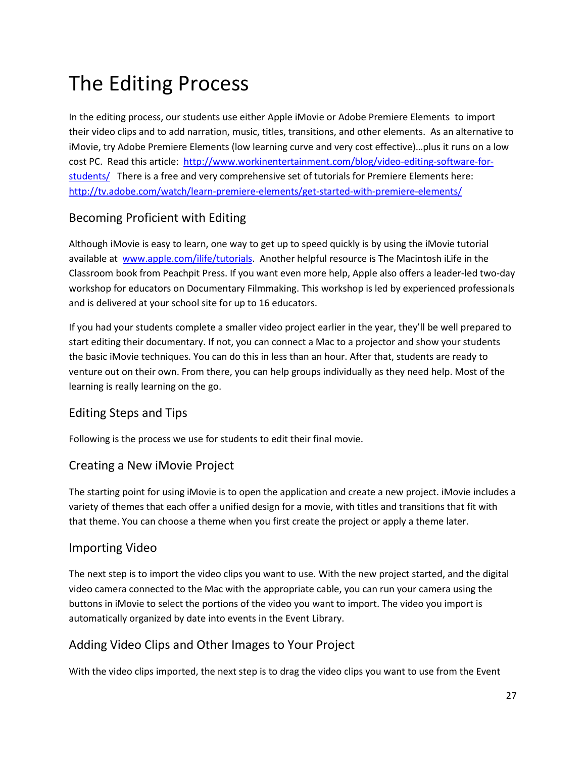# The Editing Process

In the editing process, our students use either Apple iMovie or Adobe Premiere Elements to import their video clips and to add narration, music, titles, transitions, and other elements. As an alternative to iMovie, try Adobe Premiere Elements (low learning curve and very cost effective)…plus it runs on a low cost PC. Read this article: [http://www.workinentertainment.com/blog/video-editing-software-for-students/](http://www.workinentertainment.com/blog/video-editing-software-for-students/) There is a free and very comprehensive set of tutorials for Premiere Elements here: [http://tv.adobe.com/watch/learn-premiere-elements/get-started-with-premiere-elements/](http://tv.adobe.com/watch/learn-premiere-elements/get-started-with-premiere-elements/)

## Becoming Proficient with Editing

Although iMovie is easy to learn, one way to get up to speed quickly is by using the iMovie tutorial available at [www.apple.com/ilife/tutorials](http://www.apple.com/ilife/tutorials). Another helpful resource is The Macintosh iLife in the Classroom book from Peachpit Press. If you want even more help, Apple also offers a leader-led two-day workshop for educators on Documentary Filmmaking. This workshop is led by experienced professionals and is delivered at your school site for up to 16 educators.

If you had your students complete a smaller video project earlier in the year, they'll be well prepared to start editing their documentary. If not, you can connect a Mac to a projector and show your students the basic iMovie techniques. You can do this in less than an hour. After that, students are ready to venture out on their own. From there, you can help groups individually as they need help. Most of the learning is really learning on the go.

## Editing Steps and Tips

Following is the process we use for students to edit their final movie.

## Creating a New iMovie Project

The starting point for using iMovie is to open the application and create a new project. iMovie includes a variety of themes that each offer a unified design for a movie, with titles and transitions that fit with that theme. You can choose a theme when you first create the project or apply a theme later.

## Importing Video

The next step is to import the video clips you want to use. With the new project started, and the digital video camera connected to the Mac with the appropriate cable, you can run your camera using the buttons in iMovie to select the portions of the video you want to import. The video you import is automatically organized by date into events in the Event Library.

## Adding Video Clips and Other Images to Your Project

With the video clips imported, the next step is to drag the video clips you want to use from the Event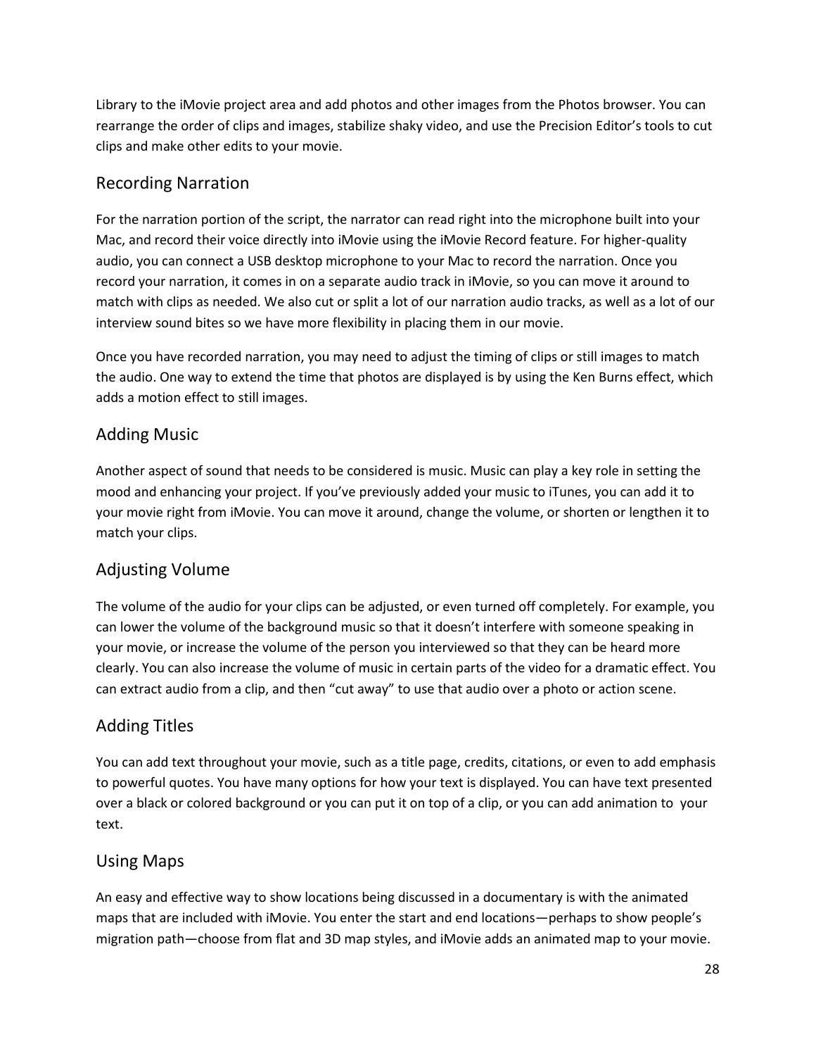Library to the iMovie project area and add photos and other images from the Photos browser. You can rearrange the order of clips and images, stabilize shaky video, and use the Precision Editor's tools to cut clips and make other edits to your movie.

## Recording Narration

For the narration portion of the script, the narrator can read right into the microphone built into your Mac, and record their voice directly into iMovie using the iMovie Record feature. For higher-quality audio, you can connect a USB desktop microphone to your Mac to record the narration. Once you record your narration, it comes in on a separate audio track in iMovie, so you can move it around to match with clips as needed. We also cut or split a lot of our narration audio tracks, as well as a lot of our interview sound bites so we have more flexibility in placing them in our movie.

Once you have recorded narration, you may need to adjust the timing of clips or still images to match the audio. One way to extend the time that photos are displayed is by using the Ken Burns effect, which adds a motion effect to still images.

## Adding Music

Another aspect of sound that needs to be considered is music. Music can play a key role in setting the mood and enhancing your project. If you've previously added your music to iTunes, you can add it to your movie right from iMovie. You can move it around, change the volume, or shorten or lengthen it to match your clips.

## Adjusting Volume

The volume of the audio for your clips can be adjusted, or even turned off completely. For example, you can lower the volume of the background music so that it doesn't interfere with someone speaking in your movie, or increase the volume of the person you interviewed so that they can be heard more clearly. You can also increase the volume of music in certain parts of the video for a dramatic effect. You can extract audio from a clip, and then "cut away" to use that audio over a photo or action scene.

## Adding Titles

You can add text throughout your movie, such as a title page, credits, citations, or even to add emphasis to powerful quotes. You have many options for how your text is displayed. You can have text presented over a black or colored background or you can put it on top of a clip, or you can add animation to your text.

## Using Maps

An easy and effective way to show locations being discussed in a documentary is with the animated maps that are included with iMovie. You enter the start and end locations—perhaps to show people's migration path—choose from flat and 3D map styles, and iMovie adds an animated map to your movie.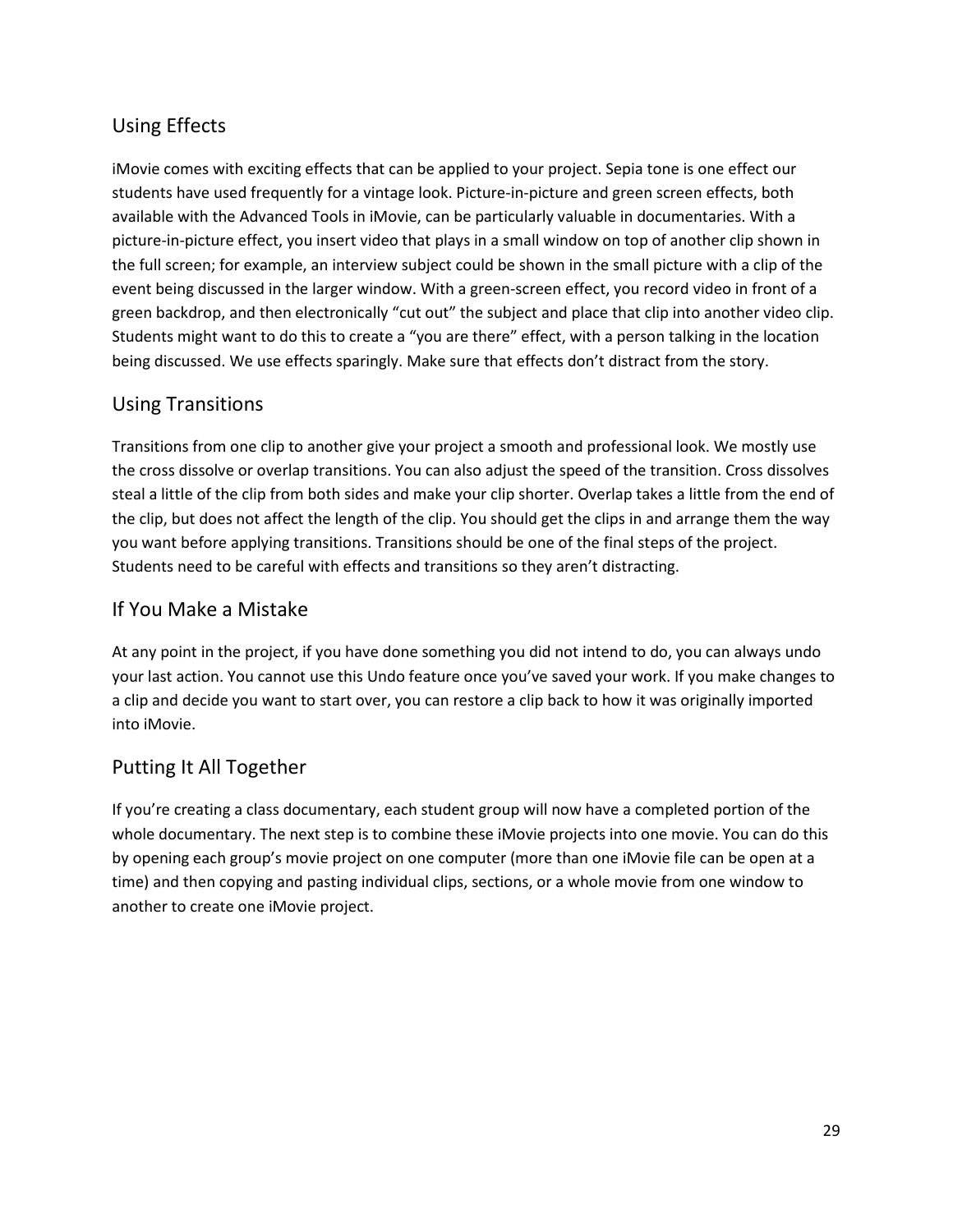## Using Effects

iMovie comes with exciting effects that can be applied to your project. Sepia tone is one effect our students have used frequently for a vintage look. Picture-in-picture and green screen effects, both available with the Advanced Tools in iMovie, can be particularly valuable in documentaries. With a picture-in-picture effect, you insert video that plays in a small window on top of another clip shown in the full screen; for example, an interview subject could be shown in the small picture with a clip of the event being discussed in the larger window. With a green-screen effect, you record video in front of a green backdrop, and then electronically "cut out" the subject and place that clip into another video clip. Students might want to do this to create a "you are there" effect, with a person talking in the location being discussed. We use effects sparingly. Make sure that effects don't distract from the story.

## Using Transitions

Transitions from one clip to another give your project a smooth and professional look. We mostly use the cross dissolve or overlap transitions. You can also adjust the speed of the transition. Cross dissolves steal a little of the clip from both sides and make your clip shorter. Overlap takes a little from the end of the clip, but does not affect the length of the clip. You should get the clips in and arrange them the way you want before applying transitions. Transitions should be one of the final steps of the project. Students need to be careful with effects and transitions so they aren't distracting.

## If You Make a Mistake

At any point in the project, if you have done something you did not intend to do, you can always undo your last action. You cannot use this Undo feature once you've saved your work. If you make changes to a clip and decide you want to start over, you can restore a clip back to how it was originally imported into iMovie.

## Putting It All Together

If you're creating a class documentary, each student group will now have a completed portion of the whole documentary. The next step is to combine these iMovie projects into one movie. You can do this by opening each group's movie project on one computer (more than one iMovie file can be open at a time) and then copying and pasting individual clips, sections, or a whole movie from one window to another to create one iMovie project.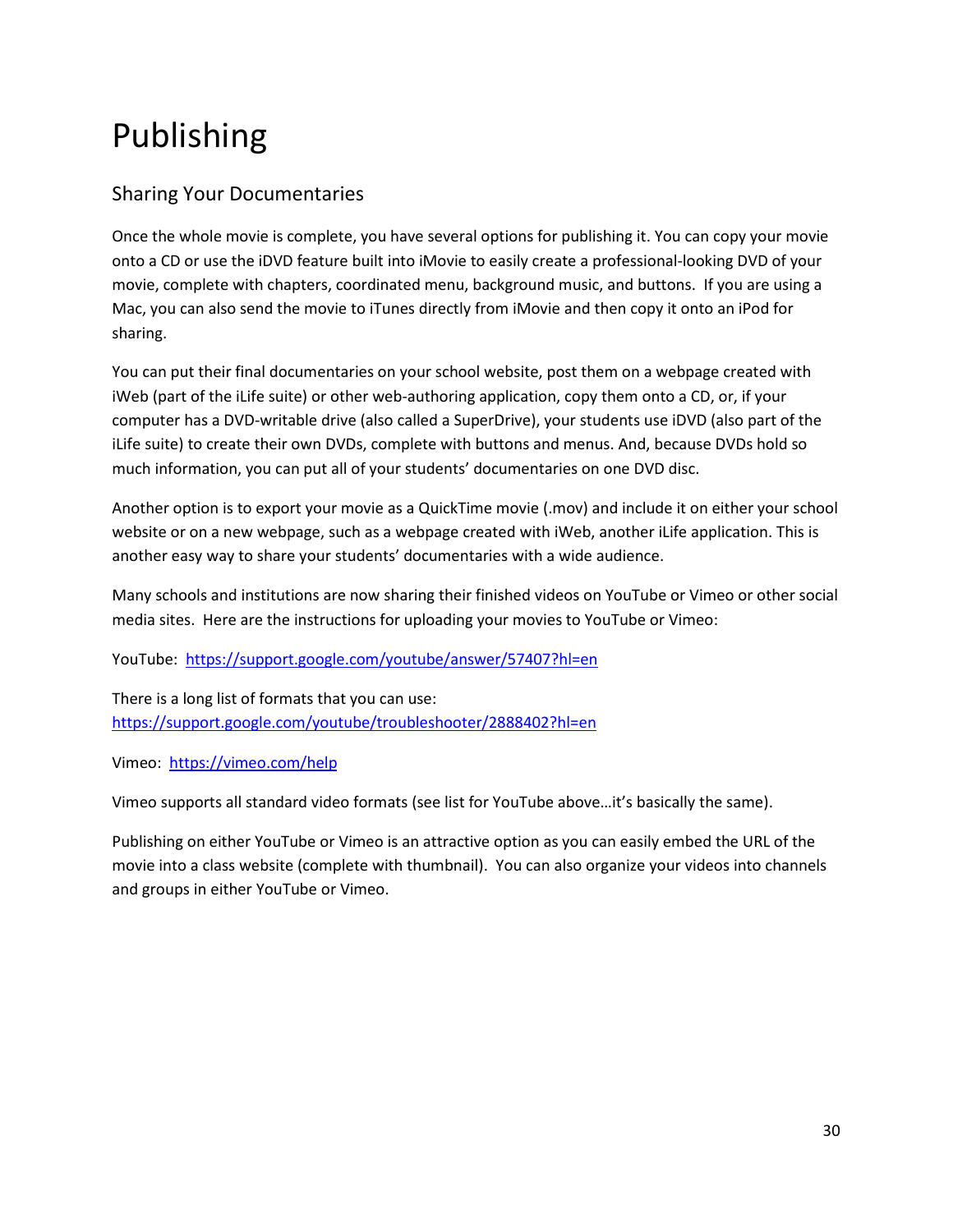# Publishing

## Sharing Your Documentaries

Once the whole movie is complete, you have several options for publishing it. You can copy your movie onto a CD or use the iDVD feature built into iMovie to easily create a professional-looking DVD of your movie, complete with chapters, coordinated menu, background music, and buttons. If you are using a Mac, you can also send the movie to iTunes directly from iMovie and then copy it onto an iPod for sharing.

You can put their final documentaries on your school website, post them on a webpage created with iWeb (part of the iLife suite) or other web-authoring application, copy them onto a CD, or, if your computer has a DVD-writable drive (also called a SuperDrive), your students use iDVD (also part of the iLife suite) to create their own DVDs, complete with buttons and menus. And, because DVDs hold so much information, you can put all of your students' documentaries on one DVD disc.

Another option is to export your movie as a QuickTime movie (.mov) and include it on either your school website or on a new webpage, such as a webpage created with iWeb, another iLife application. This is another easy way to share your students' documentaries with a wide audience.

Many schools and institutions are now sharing their finished videos on YouTube or Vimeo or other social media sites. Here are the instructions for uploading your movies to YouTube or Vimeo:

YouTube: [https://support.google.com/youtube/answer/57407?hl=en](https://support.google.com/youtube/answer/57407?hl=en)

There is a long list of formats that you can use: [https://support.google.com/youtube/troubleshooter/2888402?hl=en](https://support.google.com/youtube/troubleshooter/2888402?hl=en)

Vimeo: [https://vimeo.com/help](https://vimeo.com/help)

Vimeo supports all standard video formats (see list for YouTube above…it's basically the same).

Publishing on either YouTube or Vimeo is an attractive option as you can easily embed the URL of the movie into a class website (complete with thumbnail). You can also organize your videos into channels and groups in either YouTube or Vimeo.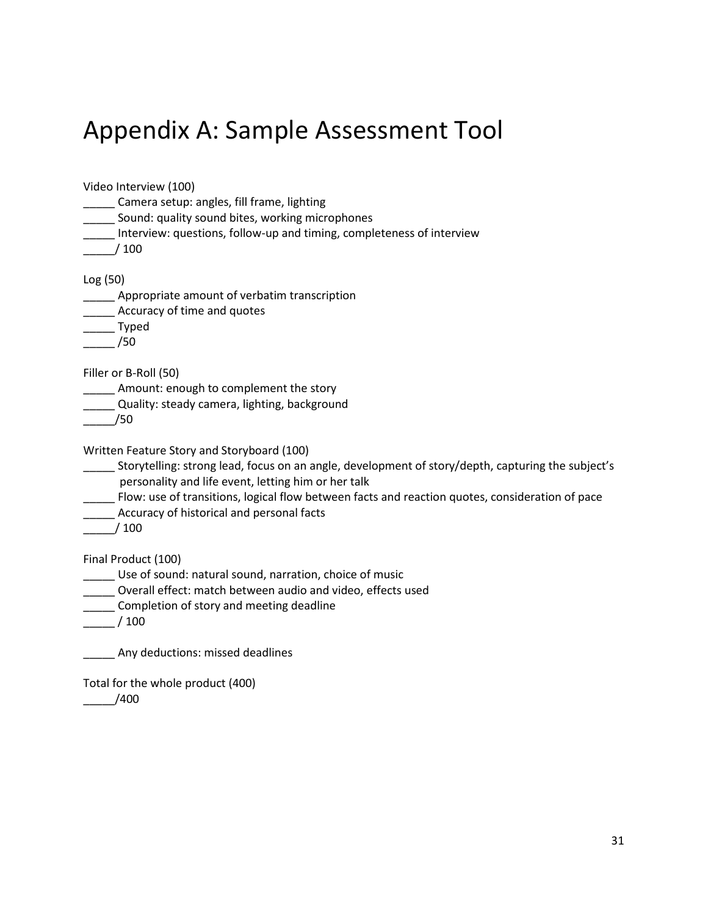# Appendix A: Sample Assessment Tool

Video Interview (100)

_____ Camera setup: angles, fill frame, lighting
_____ Sound: quality sound bites, working microphones
_____ Interview: questions, follow-up and timing, completeness of interview
_____/ 100

Log (50)

_____ Appropriate amount of verbatim transcription
_____ Accuracy of time and quotes
_____ Typed
_____ /50

Filler or B-Roll (50)

_____ Amount: enough to complement the story
_____ Quality: steady camera, lighting, background
_____/50

Written Feature Story and Storyboard (100)

_____ Storytelling: strong lead, focus on an angle, development of story/depth, capturing the subject's personality and life event, letting him or her talk
_____ Flow: use of transitions, logical flow between facts and reaction quotes, consideration of pace
_____ Accuracy of historical and personal facts
_____/ 100

Final Product (100)

_____ Use of sound: natural sound, narration, choice of music
_____ Overall effect: match between audio and video, effects used
_____ Completion of story and meeting deadline
_____ / 100

_____ Any deductions: missed deadlines

Total for the whole product (400)

_____/400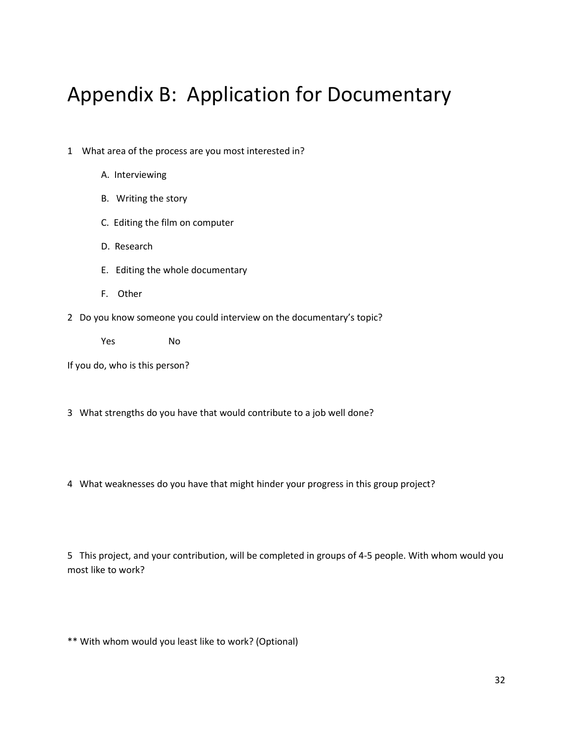# Appendix B: Application for Documentary

1 What area of the process are you most interested in?

A. Interviewing

B. Writing the story

C. Editing the film on computer

D. Research

E. Editing the whole documentary

F. Other

2 Do you know someone you could interview on the documentary's topic?

Yes No

If you do, who is this person?

3 What strengths do you have that would contribute to a job well done?

4 What weaknesses do you have that might hinder your progress in this group project?

5 This project, and your contribution, will be completed in groups of 4-5 people. With whom would you most like to work?

** With whom would you least like to work? (Optional)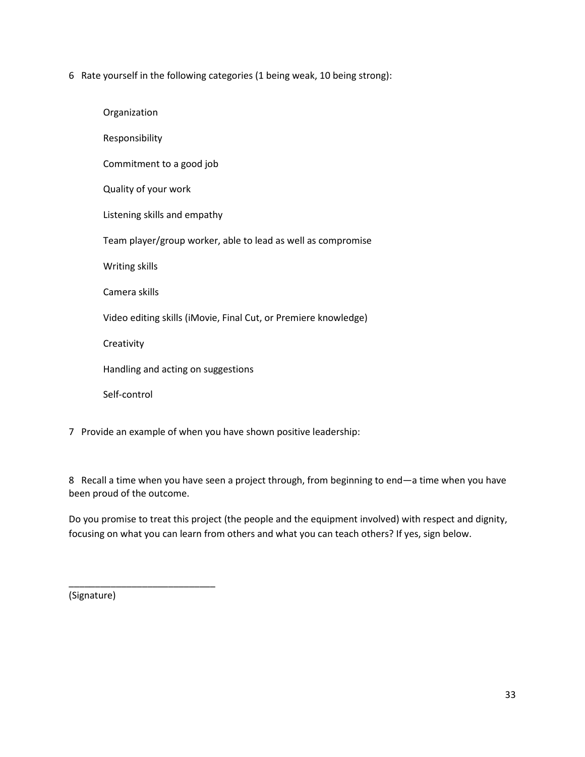6 Rate yourself in the following categories (1 being weak, 10 being strong):

- Organization
- Responsibility
- Commitment to a good job
- Quality of your work
- Listening skills and empathy
- Team player/group worker, able to lead as well as compromise
- Writing skills
- Camera skills
- Video editing skills (iMovie, Final Cut, or Premiere knowledge)
- Creativity
- Handling and acting on suggestions
- Self-control

7 Provide an example of when you have shown positive leadership:

8 Recall a time when you have seen a project through, from beginning to end—a time when you have been proud of the outcome.

Do you promise to treat this project (the people and the equipment involved) with respect and dignity, focusing on what you can learn from others and what you can teach others? If yes, sign below.

____________________________
(Signature)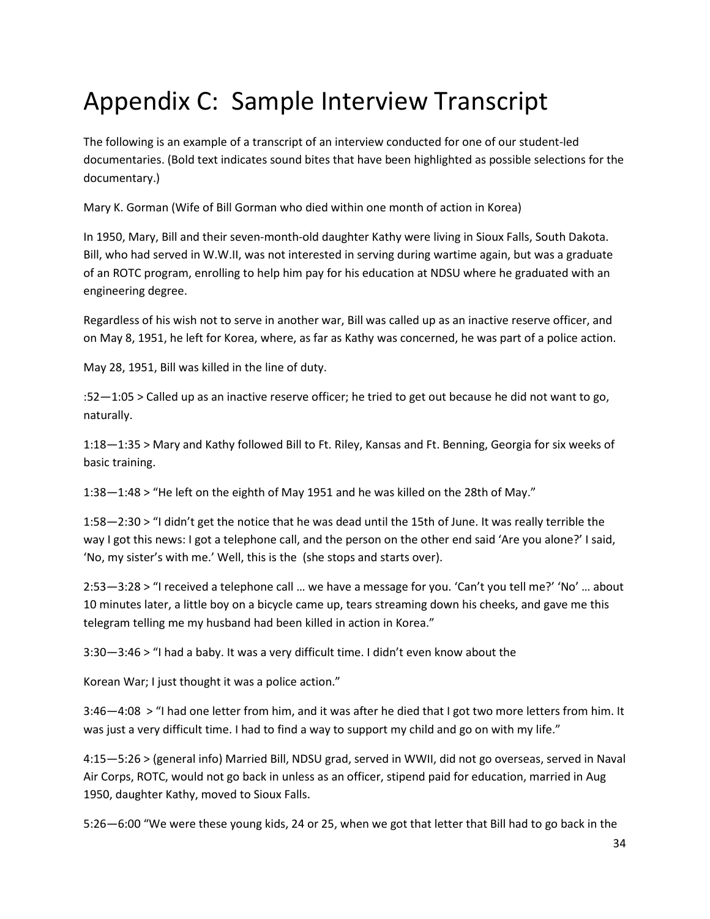# Appendix C: Sample Interview Transcript

The following is an example of a transcript of an interview conducted for one of our student-led documentaries. (Bold text indicates sound bites that have been highlighted as possible selections for the documentary.)

Mary K. Gorman (Wife of Bill Gorman who died within one month of action in Korea)

In 1950, Mary, Bill and their seven-month-old daughter Kathy were living in Sioux Falls, South Dakota. Bill, who had served in W.W.II, was not interested in serving during wartime again, but was a graduate of an ROTC program, enrolling to help him pay for his education at NDSU where he graduated with an engineering degree.

Regardless of his wish not to serve in another war, Bill was called up as an inactive reserve officer, and on May 8, 1951, he left for Korea, where, as far as Kathy was concerned, he was part of a police action.

May 28, 1951, Bill was killed in the line of duty.

:52—1:05 > Called up as an inactive reserve officer; he tried to get out because he did not want to go, naturally.

1:18—1:35 > Mary and Kathy followed Bill to Ft. Riley, Kansas and Ft. Benning, Georgia for six weeks of basic training.

1:38—1:48 > "He left on the eighth of May 1951 and he was killed on the 28th of May."

1:58—2:30 > "I didn't get the notice that he was dead until the 15th of June. It was really terrible the way I got this news: I got a telephone call, and the person on the other end said 'Are you alone?' I said, 'No, my sister's with me.' Well, this is the (she stops and starts over).

2:53—3:28 > "I received a telephone call … we have a message for you. 'Can't you tell me?' 'No' … about 10 minutes later, a little boy on a bicycle came up, tears streaming down his cheeks, and gave me this telegram telling me my husband had been killed in action in Korea."

3:30—3:46 > "I had a baby. It was a very difficult time. I didn't even know about the

Korean War; I just thought it was a police action."

3:46—4:08 > "I had one letter from him, and it was after he died that I got two more letters from him. It was just a very difficult time. I had to find a way to support my child and go on with my life."

4:15—5:26 > (general info) Married Bill, NDSU grad, served in WWII, did not go overseas, served in Naval Air Corps, ROTC, would not go back in unless as an officer, stipend paid for education, married in Aug 1950, daughter Kathy, moved to Sioux Falls.

5:26—6:00 "We were these young kids, 24 or 25, when we got that letter that Bill had to go back in the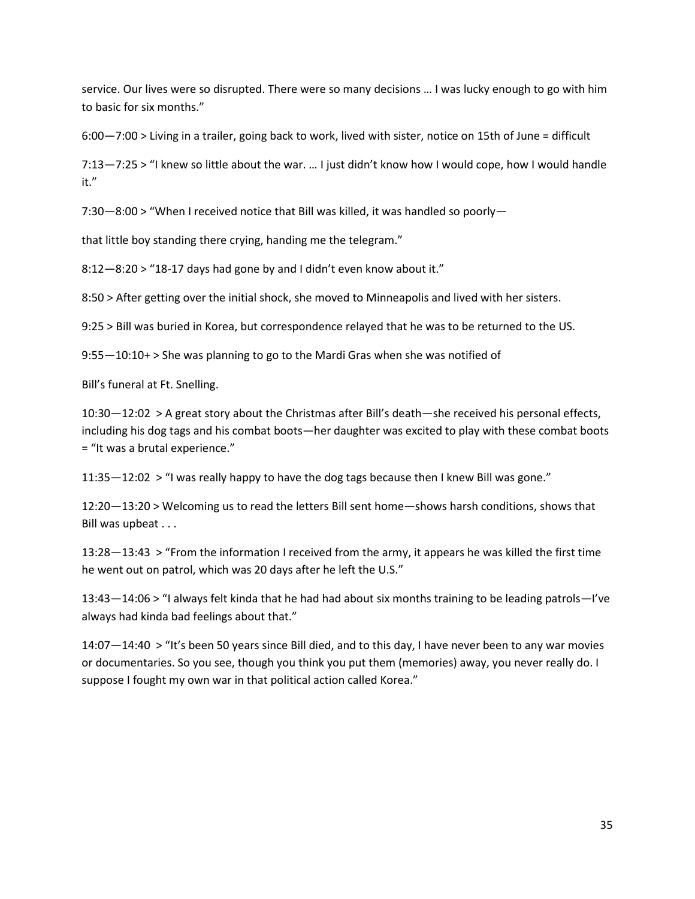service. Our lives were so disrupted. There were so many decisions … I was lucky enough to go with him to basic for six months."

6:00—7:00 > Living in a trailer, going back to work, lived with sister, notice on 15th of June = difficult

7:13—7:25 > "I knew so little about the war. … I just didn't know how I would cope, how I would handle it."

7:30—8:00 > "When I received notice that Bill was killed, it was handled so poorly—

that little boy standing there crying, handing me the telegram."

8:12—8:20 > "18-17 days had gone by and I didn't even know about it."

8:50 > After getting over the initial shock, she moved to Minneapolis and lived with her sisters.

9:25 > Bill was buried in Korea, but correspondence relayed that he was to be returned to the US.

9:55—10:10+ > She was planning to go to the Mardi Gras when she was notified of

Bill's funeral at Ft. Snelling.

10:30—12:02 > A great story about the Christmas after Bill's death—she received his personal effects, including his dog tags and his combat boots—her daughter was excited to play with these combat boots = "It was a brutal experience."

11:35—12:02 > "I was really happy to have the dog tags because then I knew Bill was gone."

12:20—13:20 > Welcoming us to read the letters Bill sent home—shows harsh conditions, shows that Bill was upbeat . . .

13:28—13:43 > "From the information I received from the army, it appears he was killed the first time he went out on patrol, which was 20 days after he left the U.S."

13:43—14:06 > "I always felt kinda that he had had about six months training to be leading patrols—I've always had kinda bad feelings about that."

14:07—14:40 > "It's been 50 years since Bill died, and to this day, I have never been to any war movies or documentaries. So you see, though you think you put them (memories) away, you never really do. I suppose I fought my own war in that political action called Korea."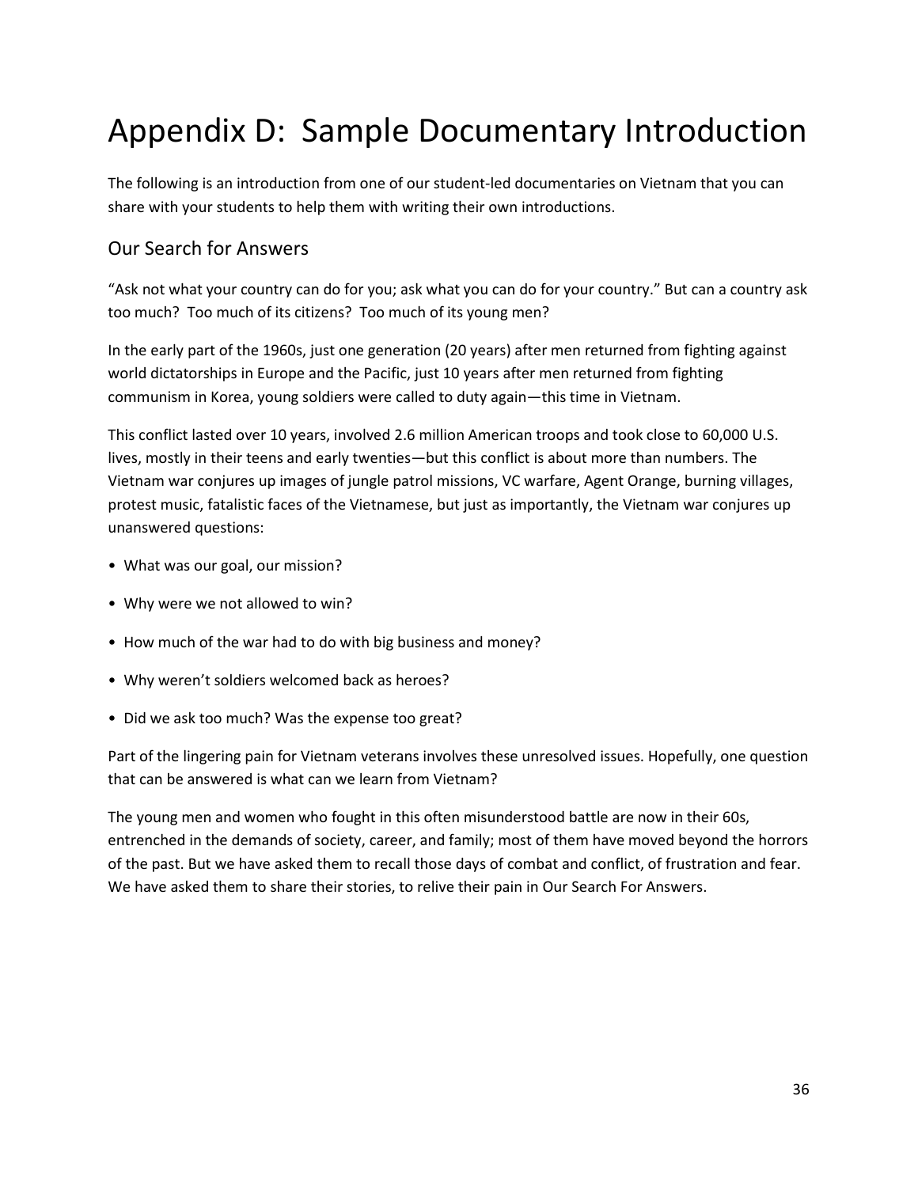# Appendix D: Sample Documentary Introduction

The following is an introduction from one of our student-led documentaries on Vietnam that you can share with your students to help them with writing their own introductions.

## Our Search for Answers

"Ask not what your country can do for you; ask what you can do for your country." But can a country ask too much? Too much of its citizens? Too much of its young men?

In the early part of the 1960s, just one generation (20 years) after men returned from fighting against world dictatorships in Europe and the Pacific, just 10 years after men returned from fighting communism in Korea, young soldiers were called to duty again—this time in Vietnam.

This conflict lasted over 10 years, involved 2.6 million American troops and took close to 60,000 U.S. lives, mostly in their teens and early twenties—but this conflict is about more than numbers. The Vietnam war conjures up images of jungle patrol missions, VC warfare, Agent Orange, burning villages, protest music, fatalistic faces of the Vietnamese, but just as importantly, the Vietnam war conjures up unanswered questions:

- What was our goal, our mission?
- Why were we not allowed to win?
- How much of the war had to do with big business and money?
- Why weren't soldiers welcomed back as heroes?
- Did we ask too much? Was the expense too great?

Part of the lingering pain for Vietnam veterans involves these unresolved issues. Hopefully, one question that can be answered is what can we learn from Vietnam?

The young men and women who fought in this often misunderstood battle are now in their 60s, entrenched in the demands of society, career, and family; most of them have moved beyond the horrors of the past. But we have asked them to recall those days of combat and conflict, of frustration and fear. We have asked them to share their stories, to relive their pain in Our Search For Answers.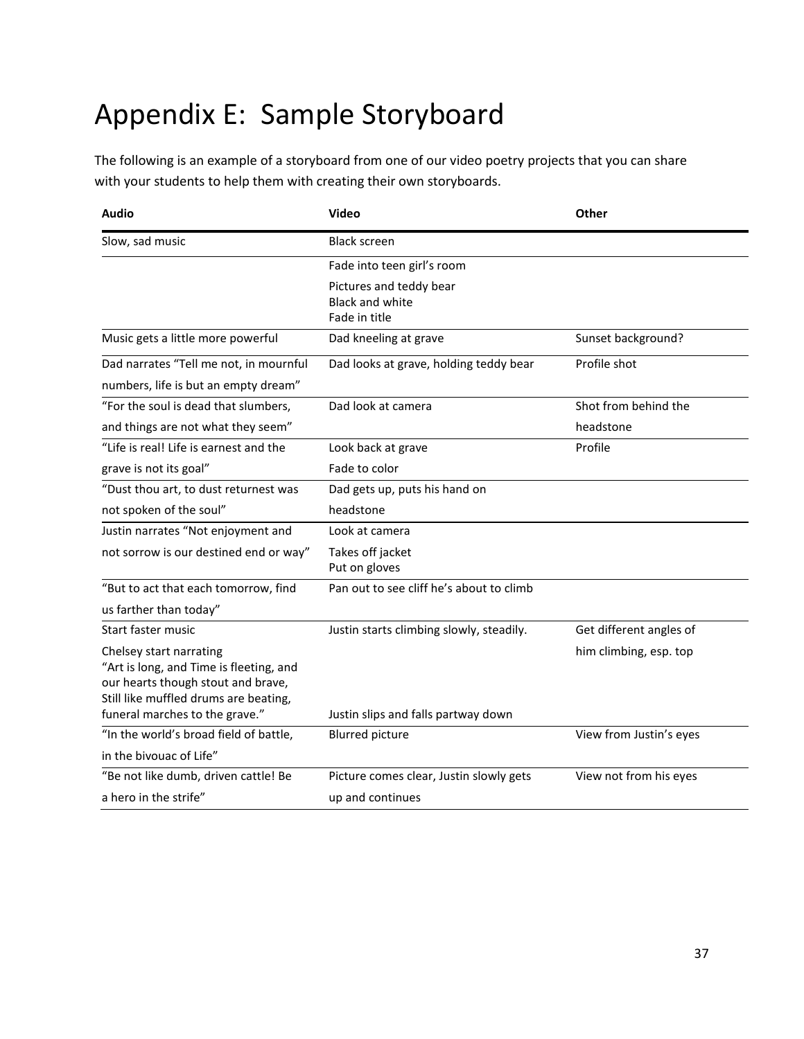# Appendix E: Sample Storyboard

The following is an example of a storyboard from one of our video poetry projects that you can share with your students to help them with creating their own storyboards.

| Audio | Video | Other |
|---|---|---|
| Slow, sad music | Black screen | |
| | Fade into teen girl's room<br>Pictures and teddy bear<br>Black and white<br>Fade in title | |
| Music gets a little more powerful | Dad kneeling at grave | Sunset background? |
| Dad narrates "Tell me not, in mournful numbers, life is but an empty dream" | Dad looks at grave, holding teddy bear | Profile shot |
| "For the soul is dead that slumbers, and things are not what they seem" | Dad look at camera | Shot from behind the headstone |
| "Life is real! Life is earnest and the grave is not its goal" | Look back at grave<br>Fade to color | Profile |
| "Dust thou art, to dust returnest was not spoken of the soul" | Dad gets up, puts his hand on headstone | |
| Justin narrates "Not enjoyment and not sorrow is our destined end or way" | Look at camera<br>Takes off jacket<br>Put on gloves | |
| "But to act that each tomorrow, find us farther than today" | Pan out to see cliff he's about to climb | |
| Start faster music<br>Chelsey start narrating<br>"Art is long, and Time is fleeting, and our hearts though stout and brave, Still like muffled drums are beating, funeral marches to the grave." | Justin starts climbing slowly, steadily.<br>Justin slips and falls partway down | Get different angles of him climbing, esp. top |
| "In the world's broad field of battle, in the bivouac of Life" | Blurred picture | View from Justin's eyes |
| "Be not like dumb, driven cattle! Be a hero in the strife" | Picture comes clear, Justin slowly gets up and continues | View not from his eyes |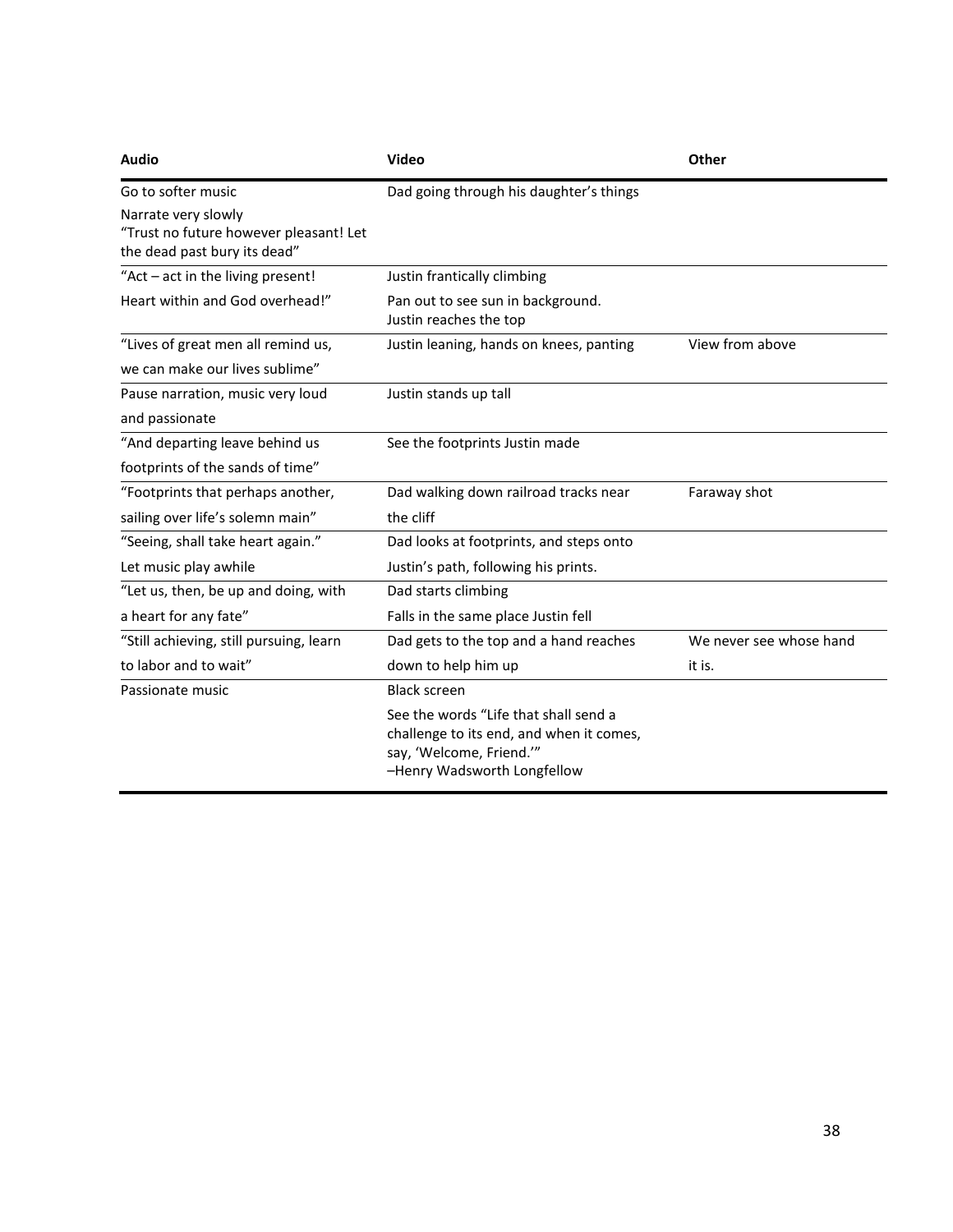| Audio | Video | Other |
| --- | --- | --- |
| Go to softer music | Dad going through his daughter's things | |
| Narrate very slowly<br>"Trust no future however pleasant! Let the dead past bury its dead" | | |
| "Act – act in the living present! | Justin frantically climbing | |
| Heart within and God overhead!" | Pan out to see sun in background.<br>Justin reaches the top | |
| "Lives of great men all remind us, | Justin leaning, hands on knees, panting | View from above |
| we can make our lives sublime" | | |
| Pause narration, music very loud | Justin stands up tall | |
| and passionate | | |
| "And departing leave behind us | See the footprints Justin made | |
| footprints of the sands of time" | | |
| "Footprints that perhaps another, | Dad walking down railroad tracks near | Faraway shot |
| sailing over life's solemn main" | the cliff | |
| "Seeing, shall take heart again." | Dad looks at footprints, and steps onto | |
| Let music play awhile | Justin's path, following his prints. | |
| "Let us, then, be up and doing, with | Dad starts climbing | |
| a heart for any fate" | Falls in the same place Justin fell | |
| "Still achieving, still pursuing, learn | Dad gets to the top and a hand reaches | We never see whose hand |
| to labor and to wait" | down to help him up | it is. |
| Passionate music | Black screen | |
| | See the words "Life that shall send a challenge to its end, and when it comes, say, 'Welcome, Friend.'"<br>–Henry Wadsworth Longfellow | |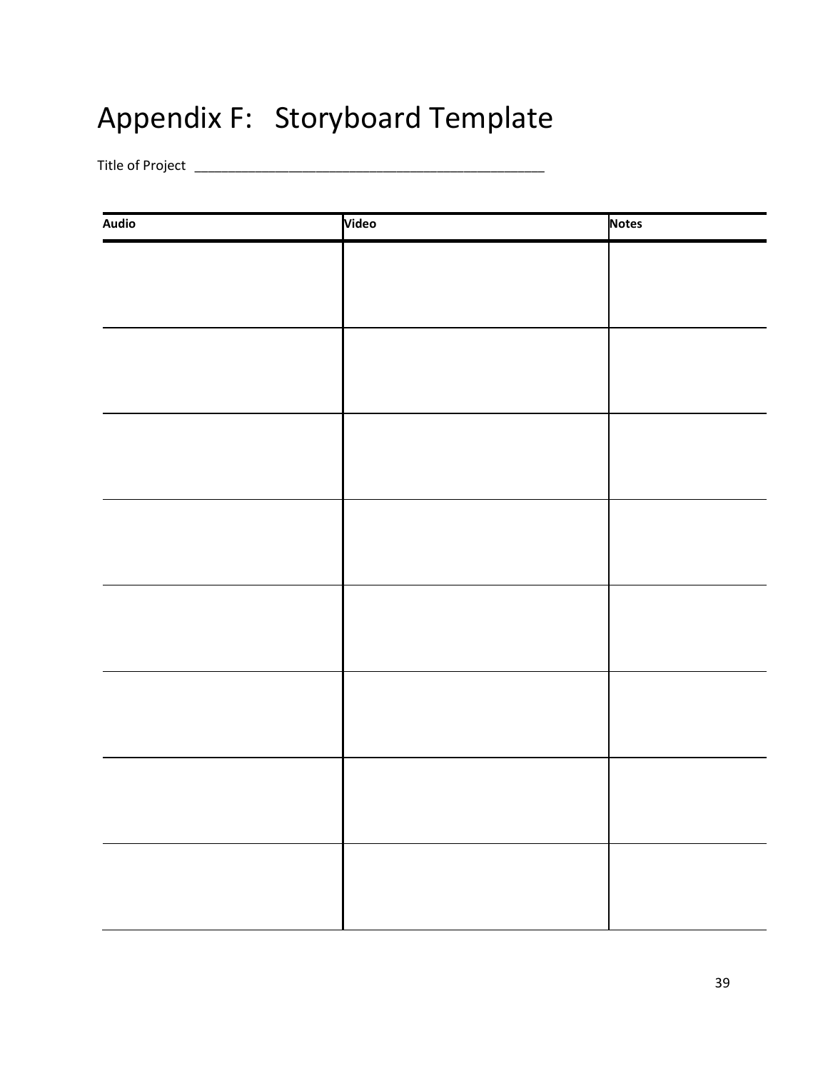# Appendix F: Storyboard Template

Title of Project \_\_\_\_\_\_\_\_\_\_\_\_\_\_\_\_\_\_\_\_\_\_\_\_\_\_\_\_\_\_\_\_\_\_\_\_\_\_\_\_\_\_\_\_\_\_\_\_\_\_

| Audio | Video | Notes |
|---|---|---|
| | | |
| | | |
| | | |
| | | |
| | | |
| | | |
| | | |
| | | |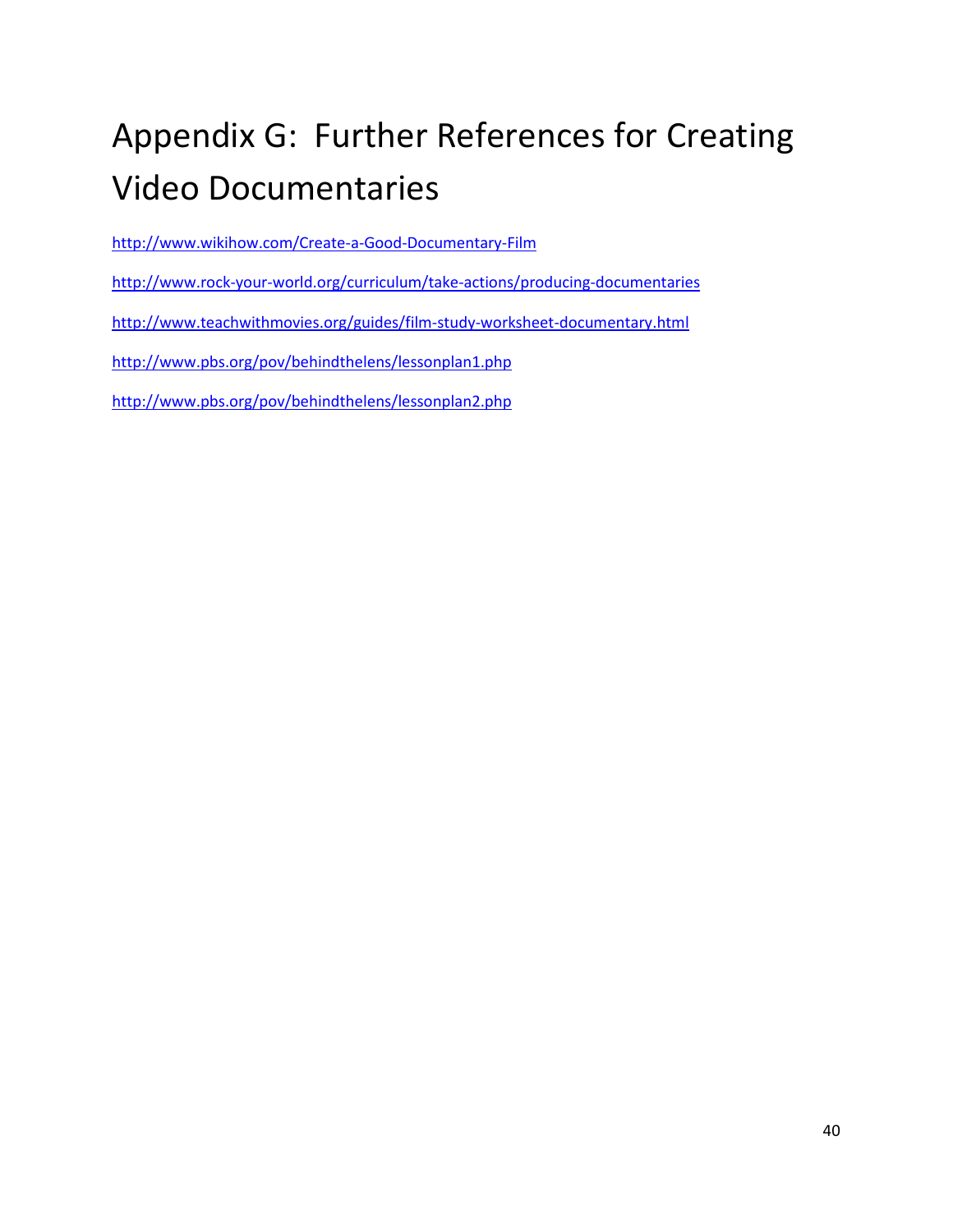# Appendix G: Further References for Creating Video Documentaries

http://www.wikihow.com/Create-a-Good-Documentary-Film

http://www.rock-your-world.org/curriculum/take-actions/producing-documentaries

http://www.teachwithmovies.org/guides/film-study-worksheet-documentary.html

http://www.pbs.org/pov/behindthelens/lessonplan1.php

http://www.pbs.org/pov/behindthelens/lessonplan2.php